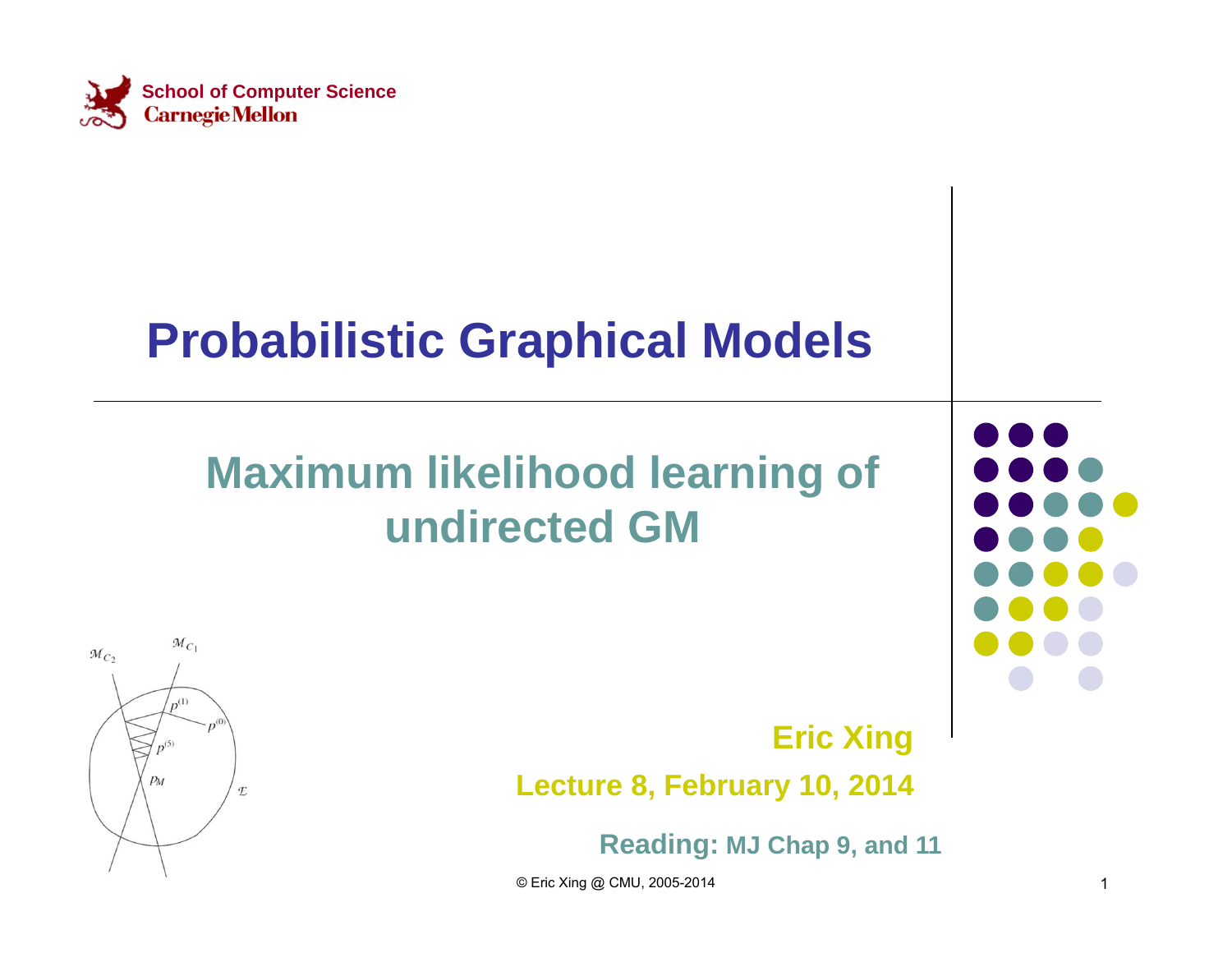School of Computer Science
Carnegie Mellon

# Probabilistic Graphical Models

## Maximum likelihood learning of undirected GM

**Eric Xing**

**Lecture 8, February 10, 2014**

**Reading:** MJ Chap 9, and 11

© Eric Xing @ CMU, 2005-2014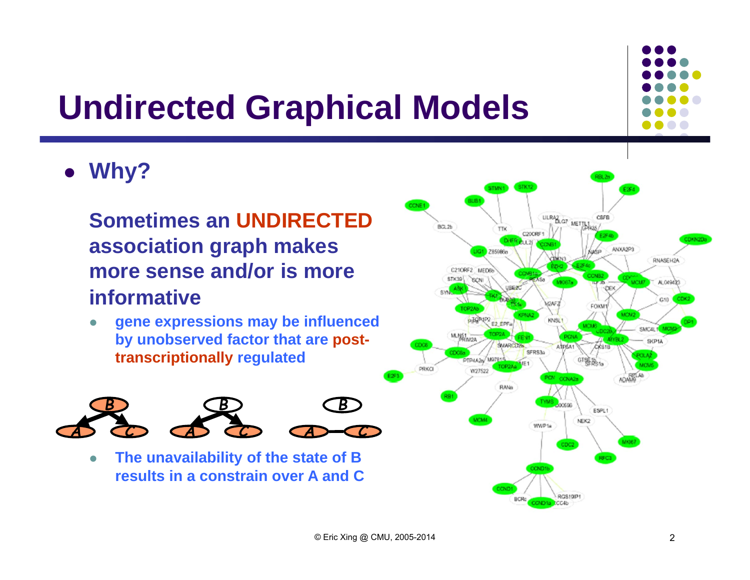# Undirected Graphical Models

- **Why?**

  **Sometimes an UNDIRECTED association graph makes more sense and/or is more informative**

  - **gene expressions may be influenced by unobserved factor that are post-transcriptionally regulated**

  - **The unavailability of the state of B results in a constrain over A and C**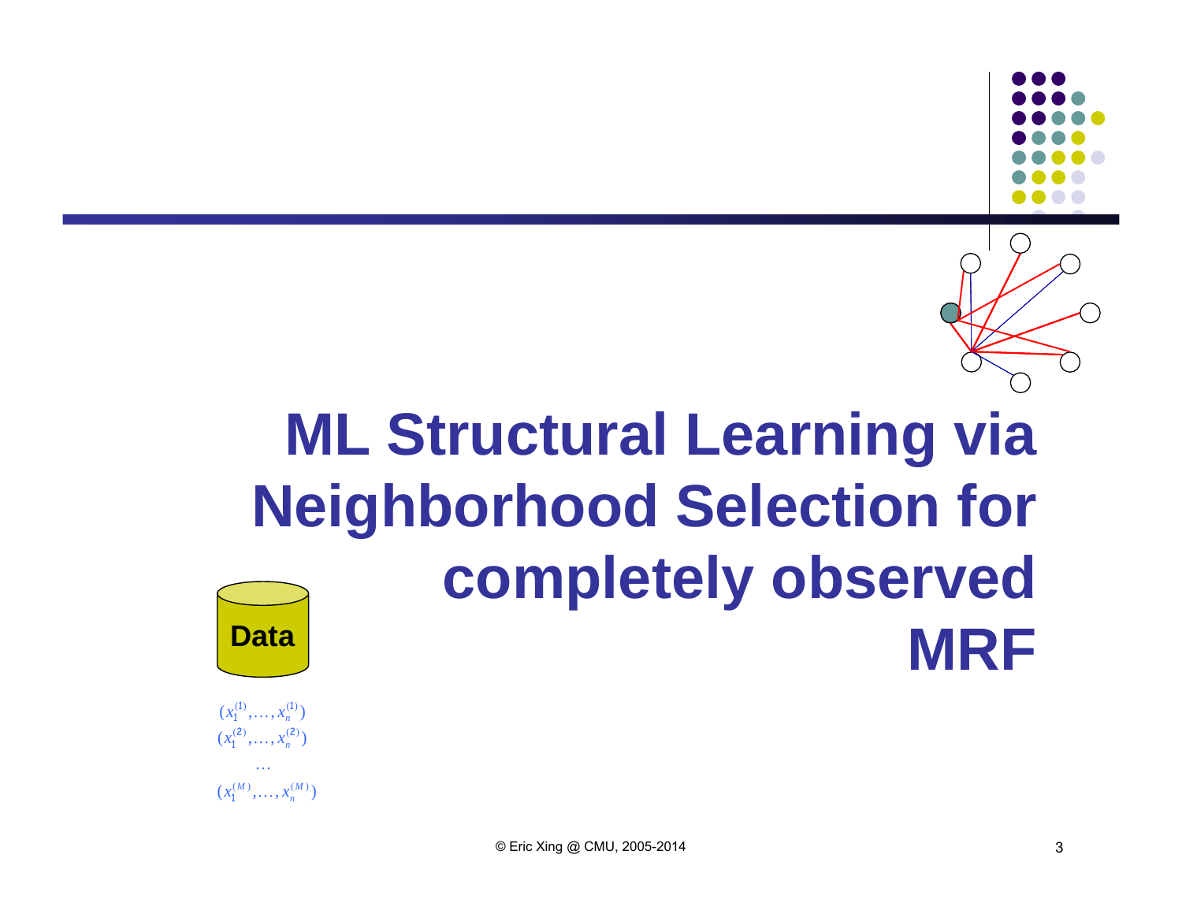# ML Structural Learning via Neighborhood Selection for completely observed MRF

Data

$(x_1^{(1)}, \ldots, x_n^{(1)})$
$(x_1^{(2)}, \ldots, x_n^{(2)})$
$\ldots$
$(x_1^{(M)}, \ldots, x_n^{(M)})$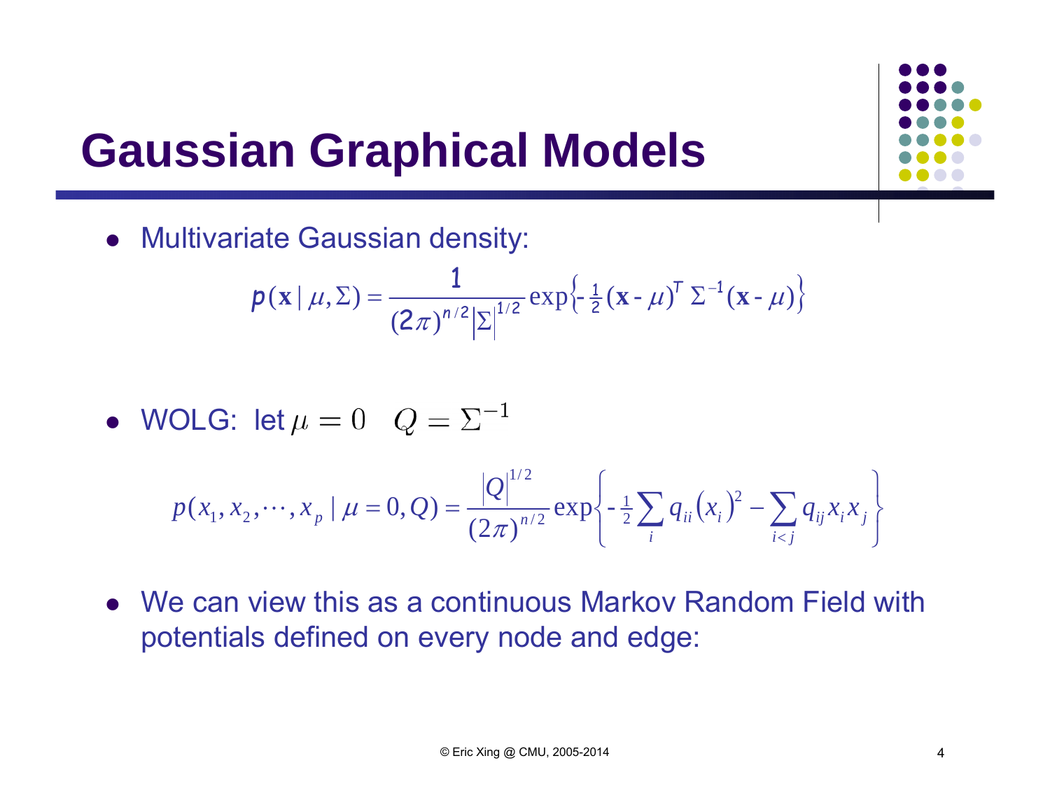# Gaussian Graphical Models

- Multivariate Gaussian density:

$$p(\mathbf{x} \mid \mu, \Sigma) = \frac{1}{(2\pi)^{n/2} |\Sigma|^{1/2}} \exp\left\{-\tfrac{1}{2}(\mathbf{x} - \mu)^T \Sigma^{-1} (\mathbf{x} - \mu)\right\}$$

- WOLG: let $\mu = 0 \quad Q = \Sigma^{-1}$

$$p(x_1, x_2, \cdots, x_p \mid \mu = 0, Q) = \frac{|Q|^{1/2}}{(2\pi)^{n/2}} \exp\left\{-\tfrac{1}{2}\sum_i q_{ii}(x_i)^2 - \sum_{i<j} q_{ij} x_i x_j\right\}$$

- We can view this as a continuous Markov Random Field with potentials defined on every node and edge: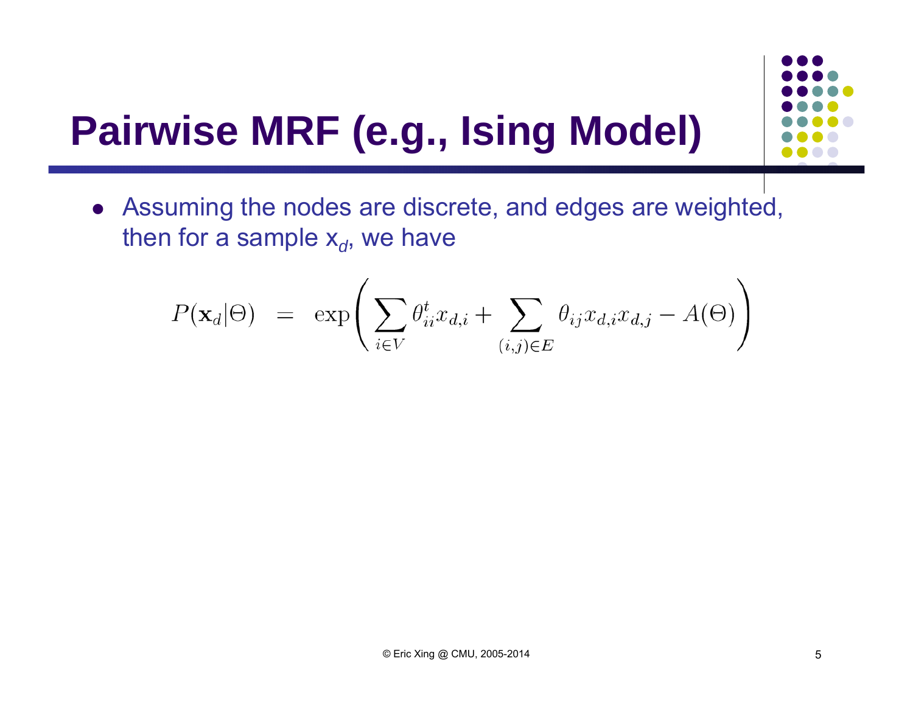# Pairwise MRF (e.g., Ising Model)

- Assuming the nodes are discrete, and edges are weighted, then for a sample $x_d$, we have

$$P(\mathbf{x}_d|\Theta) \;\; = \;\; \exp\left( \sum_{i \in V} \theta_{ii}^t x_{d,i} + \sum_{(i,j) \in E} \theta_{ij} x_{d,i} x_{d,j} - A(\Theta) \right)$$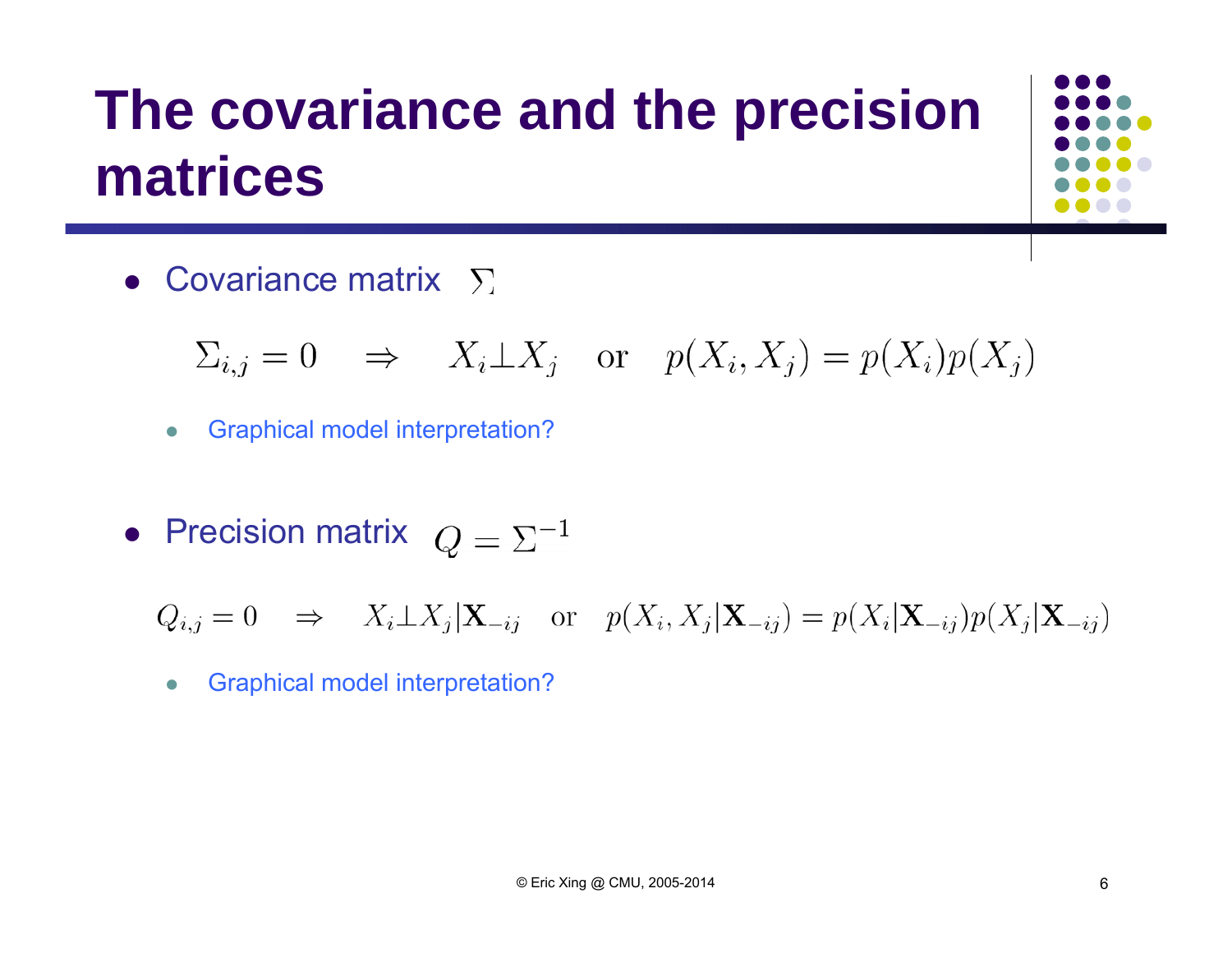# The covariance and the precision matrices

- Covariance matrix $\Sigma$

$$\Sigma_{i,j} = 0 \quad \Rightarrow \quad X_i \perp X_j \quad \text{or} \quad p(X_i, X_j) = p(X_i)p(X_j)$$

  - Graphical model interpretation?

- Precision matrix $Q = \Sigma^{-1}$

$$Q_{i,j} = 0 \quad \Rightarrow \quad X_i \perp X_j | \mathbf{X}_{-ij} \quad \text{or} \quad p(X_i, X_j | \mathbf{X}_{-ij}) = p(X_i | \mathbf{X}_{-ij}) p(X_j | \mathbf{X}_{-ij})$$

  - Graphical model interpretation?

© Eric Xing @ CMU, 2005-2014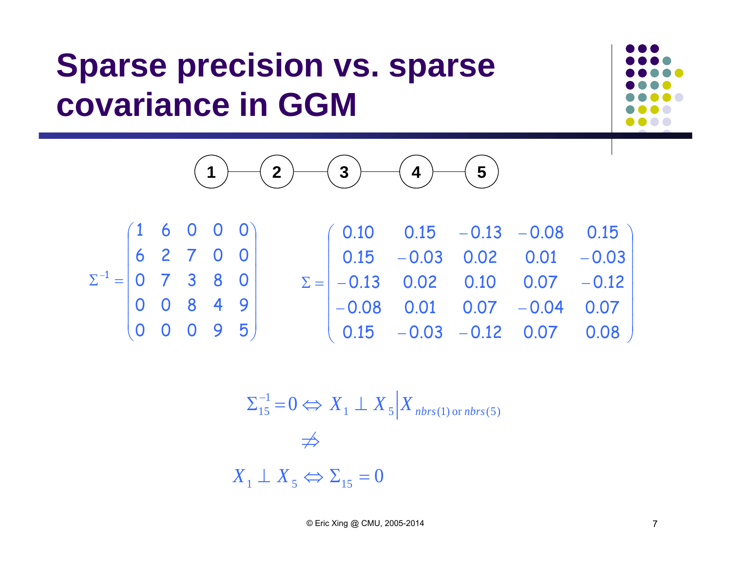# Sparse precision vs. sparse covariance in GGM

1 — 2 — 3 — 4 — 5

$$\Sigma^{-1} = \begin{pmatrix} 1 & 6 & 0 & 0 & 0 \\ 6 & 2 & 7 & 0 & 0 \\ 0 & 7 & 3 & 8 & 0 \\ 0 & 0 & 8 & 4 & 9 \\ 0 & 0 & 0 & 9 & 5 \end{pmatrix} \qquad \Sigma = \begin{pmatrix} 0.10 & 0.15 & -0.13 & -0.08 & 0.15 \\ 0.15 & -0.03 & 0.02 & 0.01 & -0.03 \\ -0.13 & 0.02 & 0.10 & 0.07 & -0.12 \\ -0.08 & 0.01 & 0.07 & -0.04 & 0.07 \\ 0.15 & -0.03 & -0.12 & 0.07 & 0.08 \end{pmatrix}$$

$$\Sigma^{-1}_{15} = 0 \Leftrightarrow X_1 \perp X_5 \,\big|\, X_{nbrs(1) \text{ or } nbrs(5)}$$

$$\not\Rightarrow$$

$$X_1 \perp X_5 \Leftrightarrow \Sigma_{15} = 0$$

© Eric Xing @ CMU, 2005-2014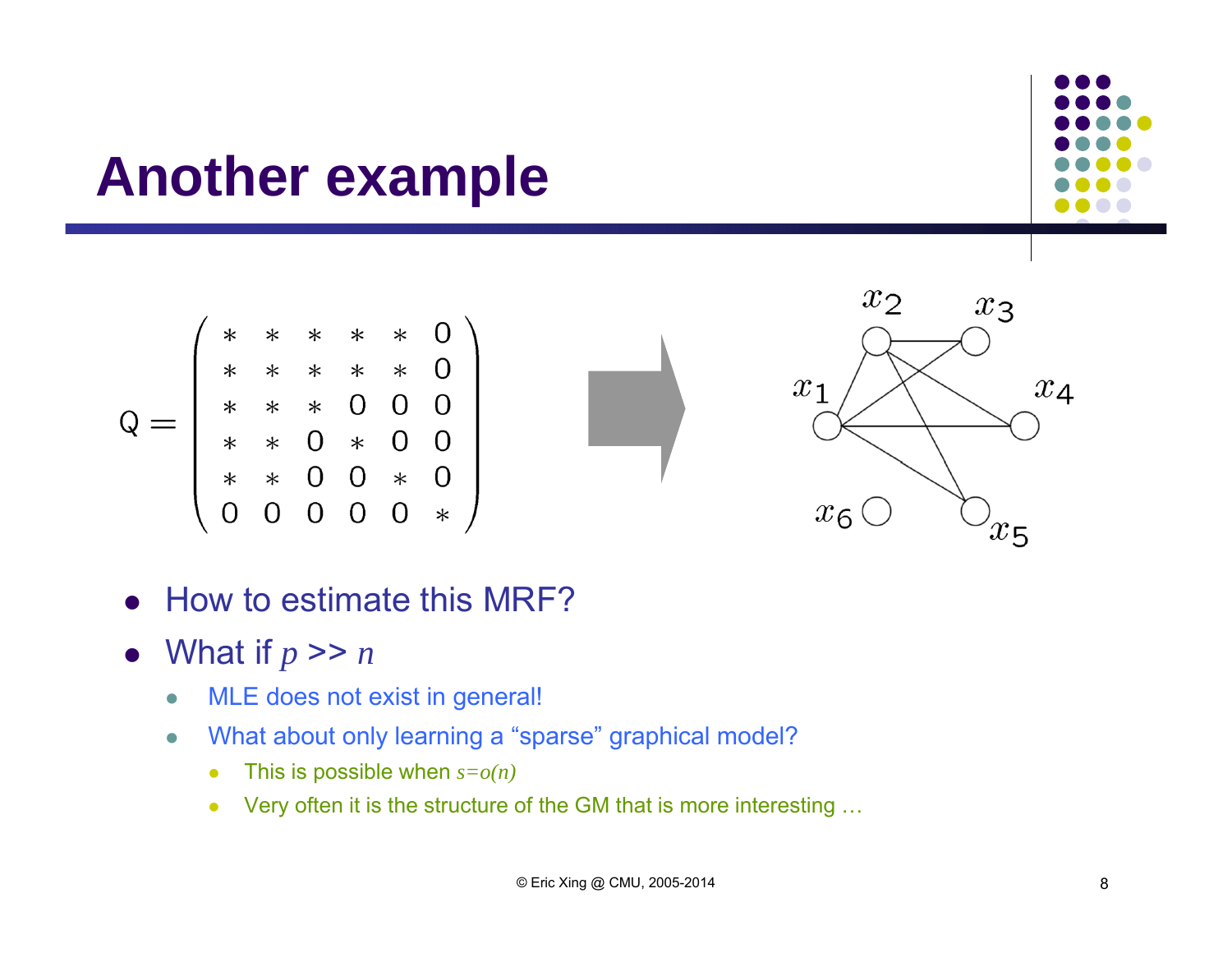# Another example

$$
Q = \begin{pmatrix} * & * & * & * & * & 0 \\ * & * & * & * & * & 0 \\ * & * & * & 0 & 0 & 0 \\ * & * & 0 & * & 0 & 0 \\ * & * & 0 & 0 & * & 0 \\ 0 & 0 & 0 & 0 & 0 & * \end{pmatrix}
$$

- How to estimate this MRF?
- What if $p >> n$
  - MLE does not exist in general!
  - What about only learning a "sparse" graphical model?
    - This is possible when $s=o(n)$
    - Very often it is the structure of the GM that is more interesting …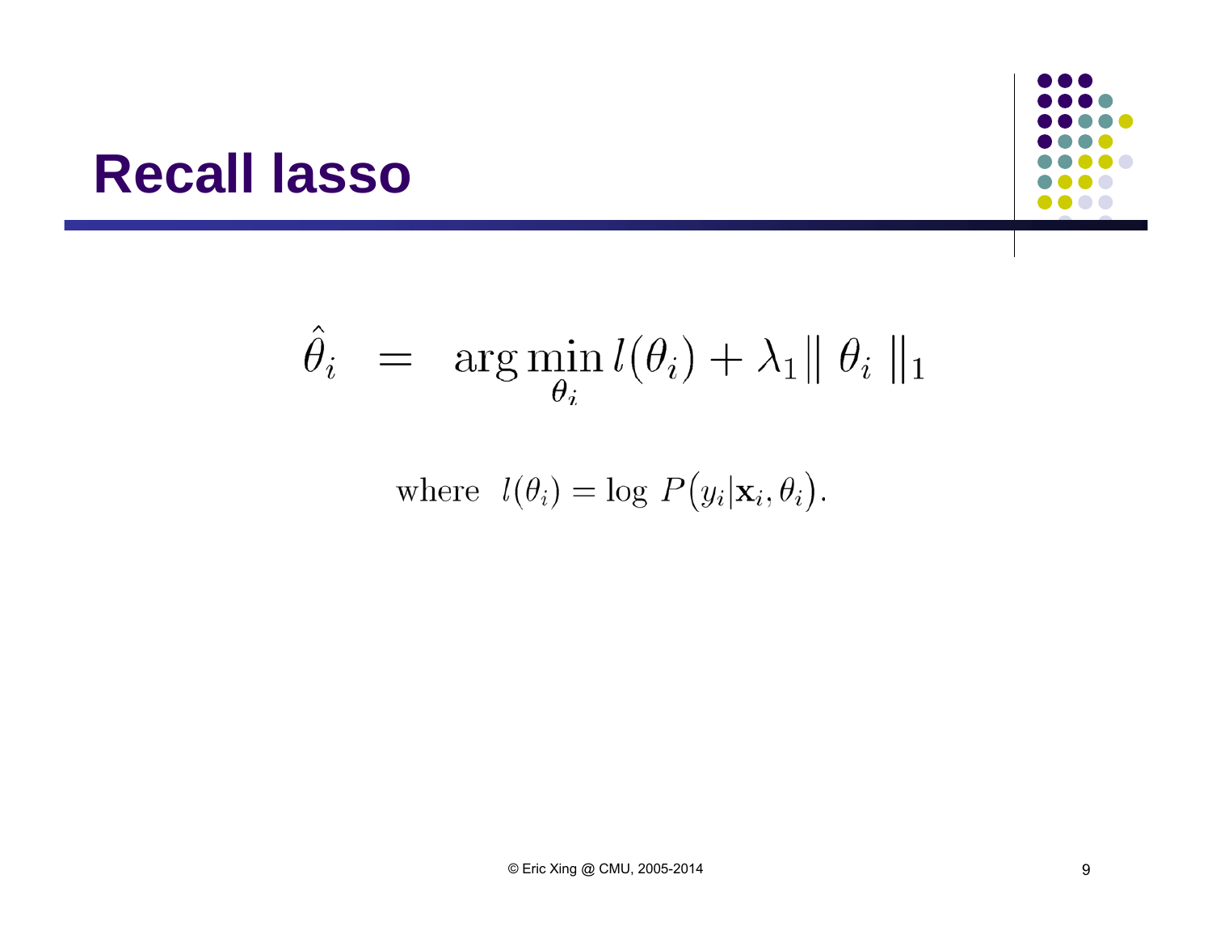# Recall lasso

$$\hat{\theta}_i = \arg\min_{\boldsymbol{\theta}_i} l(\theta_i) + \lambda_1 \| \theta_i \|_1$$

$$\text{where} \quad l(\theta_i) = \log P\big(y_i | \mathbf{x}_i, \theta_i\big).$$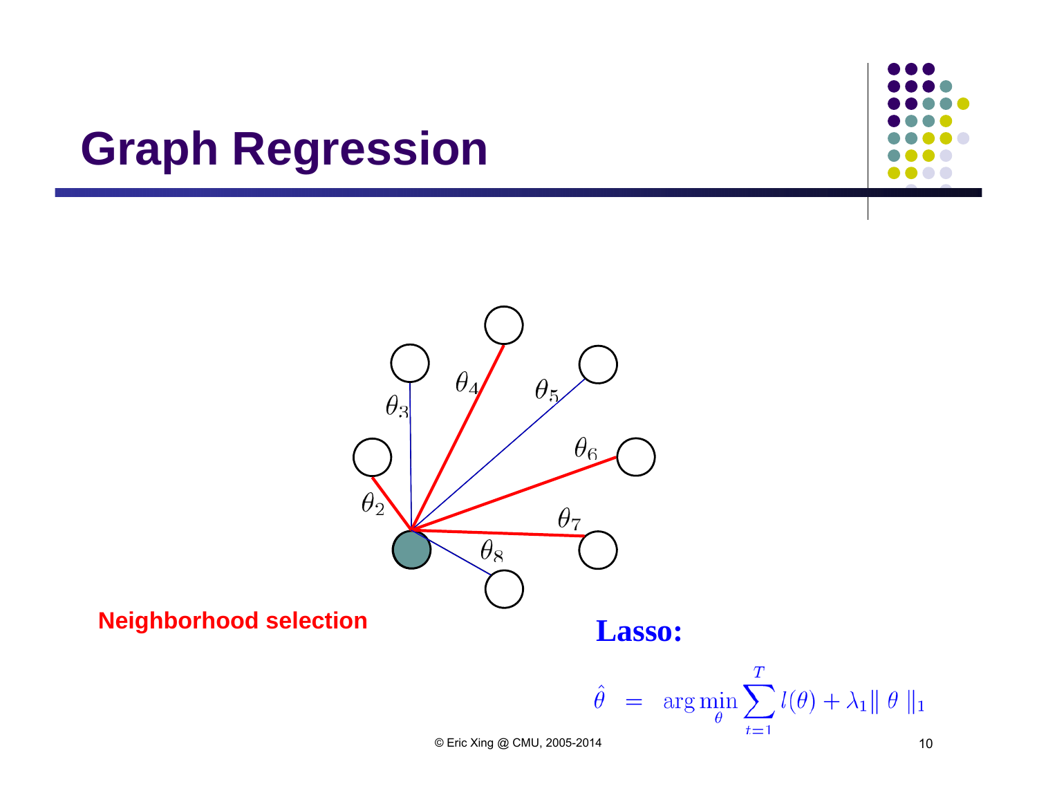# Graph Regression

$\theta_3$ $\theta_4$ $\theta_5$ $\theta_6$ $\theta_2$ $\theta_7$ $\theta_8$

**Neighborhood selection**

**Lasso:**

$$\hat{\theta} = \arg\min_{\theta} \sum_{t=1}^{T} l(\theta) + \lambda_1 \| \theta \|_1$$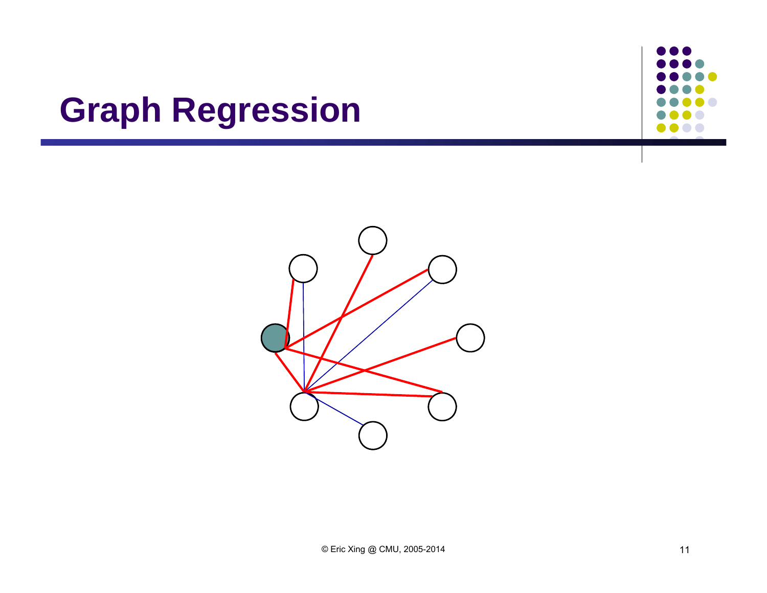# Graph Regression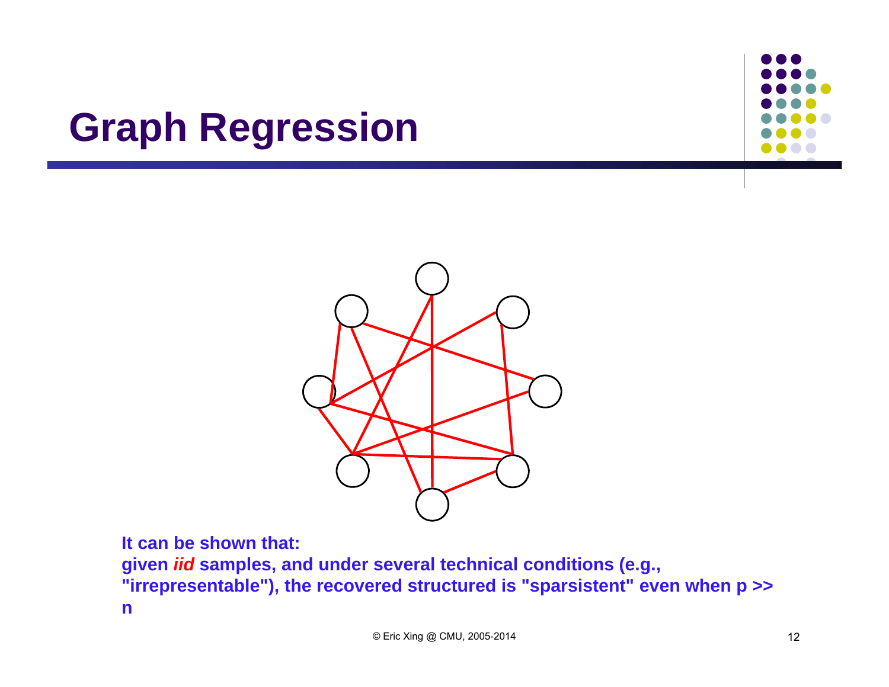# Graph Regression

**It can be shown that:**
**given *iid* samples, and under several technical conditions (e.g., "irrepresentable"), the recovered structured is "sparsistent" even when p >> n**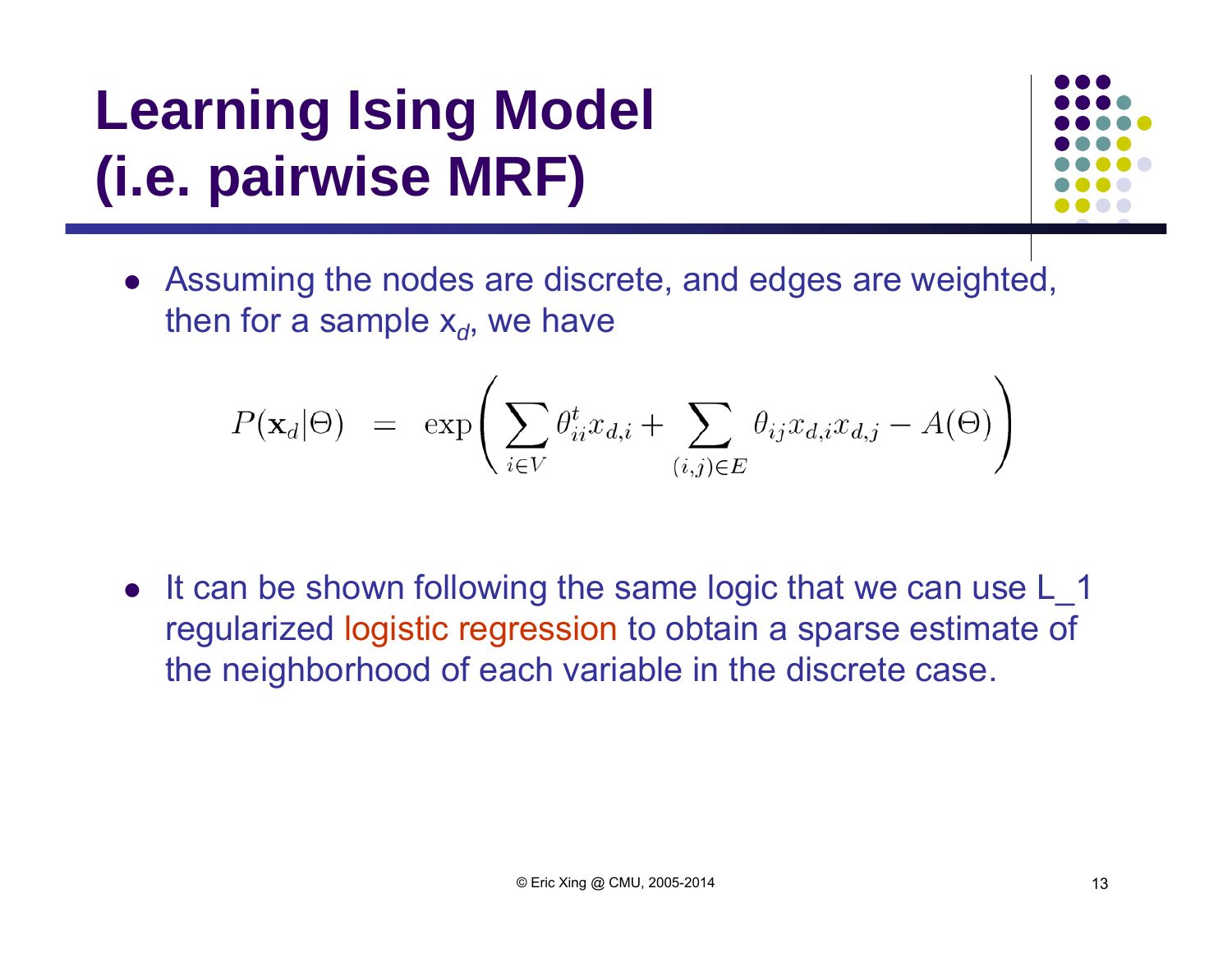# Learning Ising Model (i.e. pairwise MRF)

- Assuming the nodes are discrete, and edges are weighted, then for a sample $x_d$, we have

$$P(\mathbf{x}_d|\Theta) \;=\; \exp\left(\sum_{i \in V} \theta_{ii}^t x_{d,i} + \sum_{(i,j)\in E} \theta_{ij} x_{d,i} x_{d,j} - A(\Theta)\right)$$

- It can be shown following the same logic that we can use L_1 regularized logistic regression to obtain a sparse estimate of the neighborhood of each variable in the discrete case.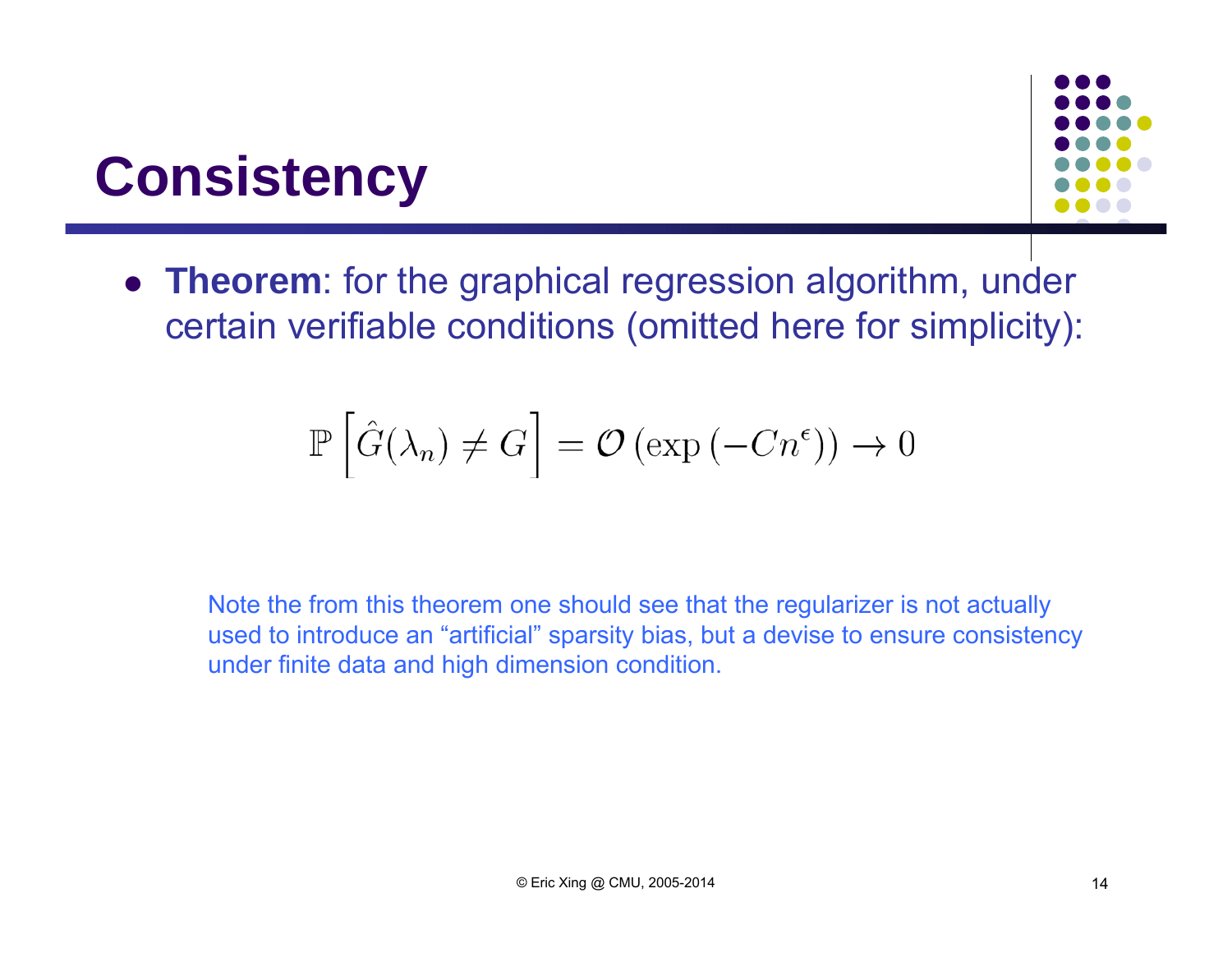# Consistency

- **Theorem**: for the graphical regression algorithm, under certain verifiable conditions (omitted here for simplicity):

$$\mathbb{P}\left[\hat{G}(\lambda_n) \neq G\right] = \mathcal{O}\left(\exp\left(-Cn^{\epsilon}\right)\right) \to 0$$

Note the from this theorem one should see that the regularizer is not actually used to introduce an “artificial” sparsity bias, but a devise to ensure consistency under finite data and high dimension condition.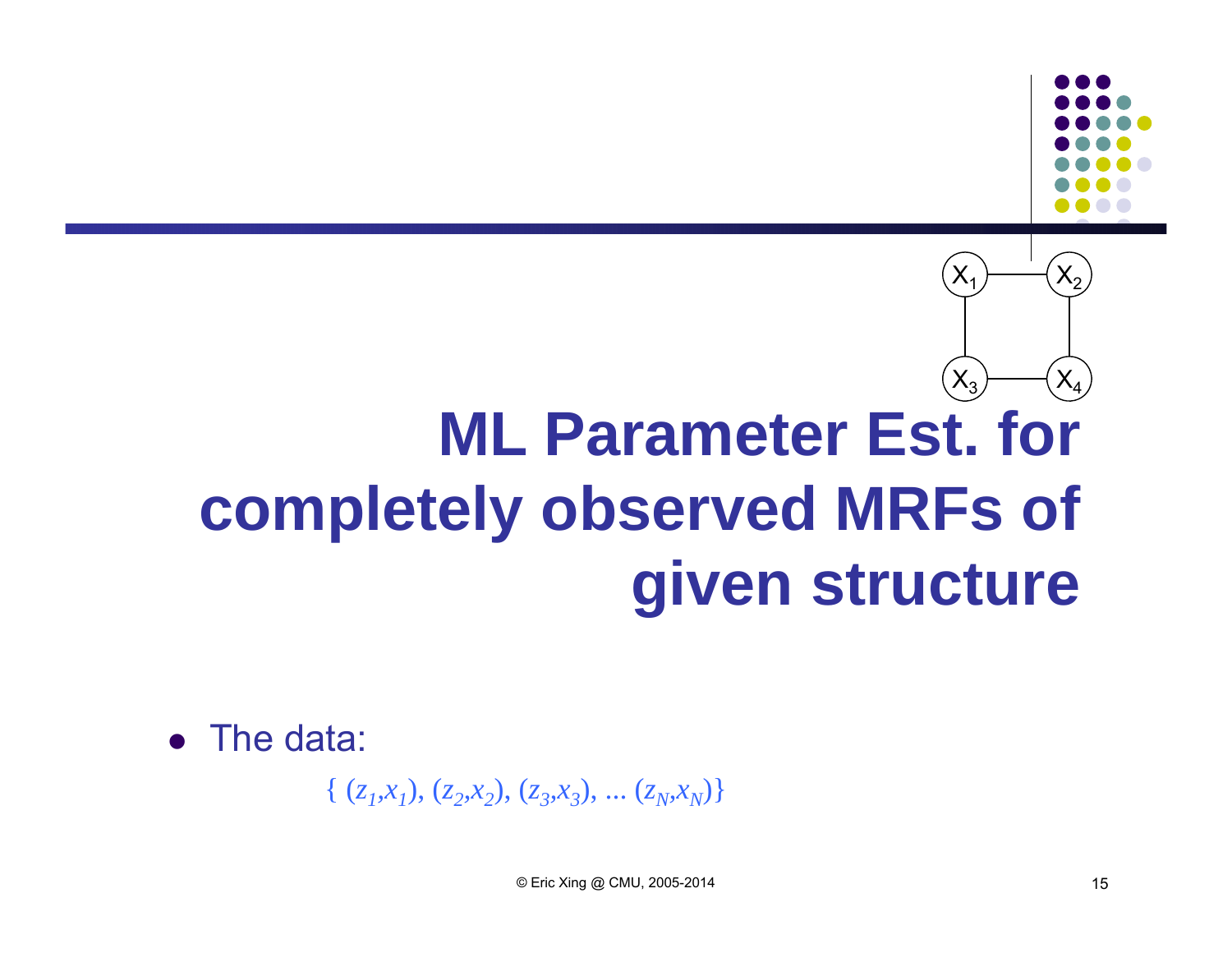# ML Parameter Est. for completely observed MRFs of given structure

- The data:

  $\{ (z_1,x_1), (z_2,x_2), (z_3,x_3), \dots (z_N,x_N)\}$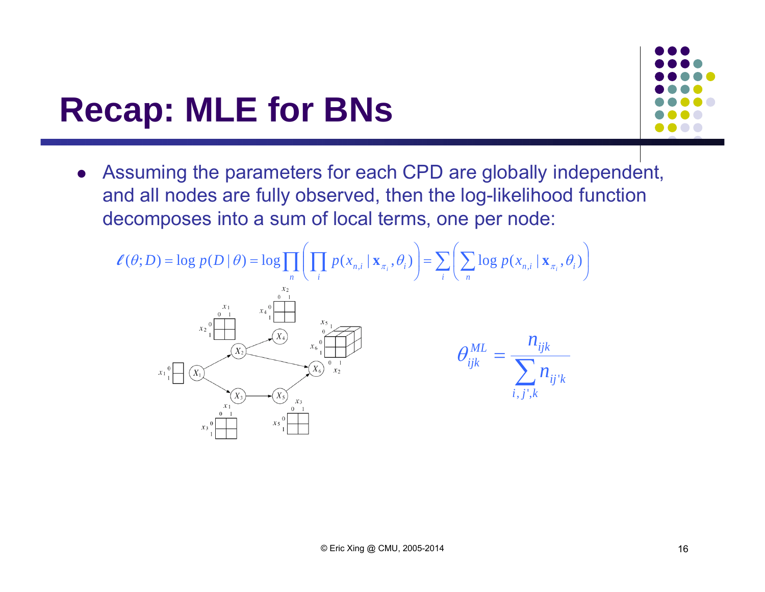# Recap: MLE for BNs

- Assuming the parameters for each CPD are globally independent, and all nodes are fully observed, then the log-likelihood function decomposes into a sum of local terms, one per node:

$$\ell(\theta; D) = \log p(D \mid \theta) = \log \prod_n \left( \prod_i p(x_{n,i} \mid \mathbf{x}_{\pi_i}, \theta_i) \right) = \sum_i \left( \sum_n \log p(x_{n,i} \mid \mathbf{x}_{\pi_i}, \theta_i) \right)$$

$$\theta_{ijk}^{ML} = \frac{n_{ijk}}{\sum_{i,j',k} n_{ij'k}}$$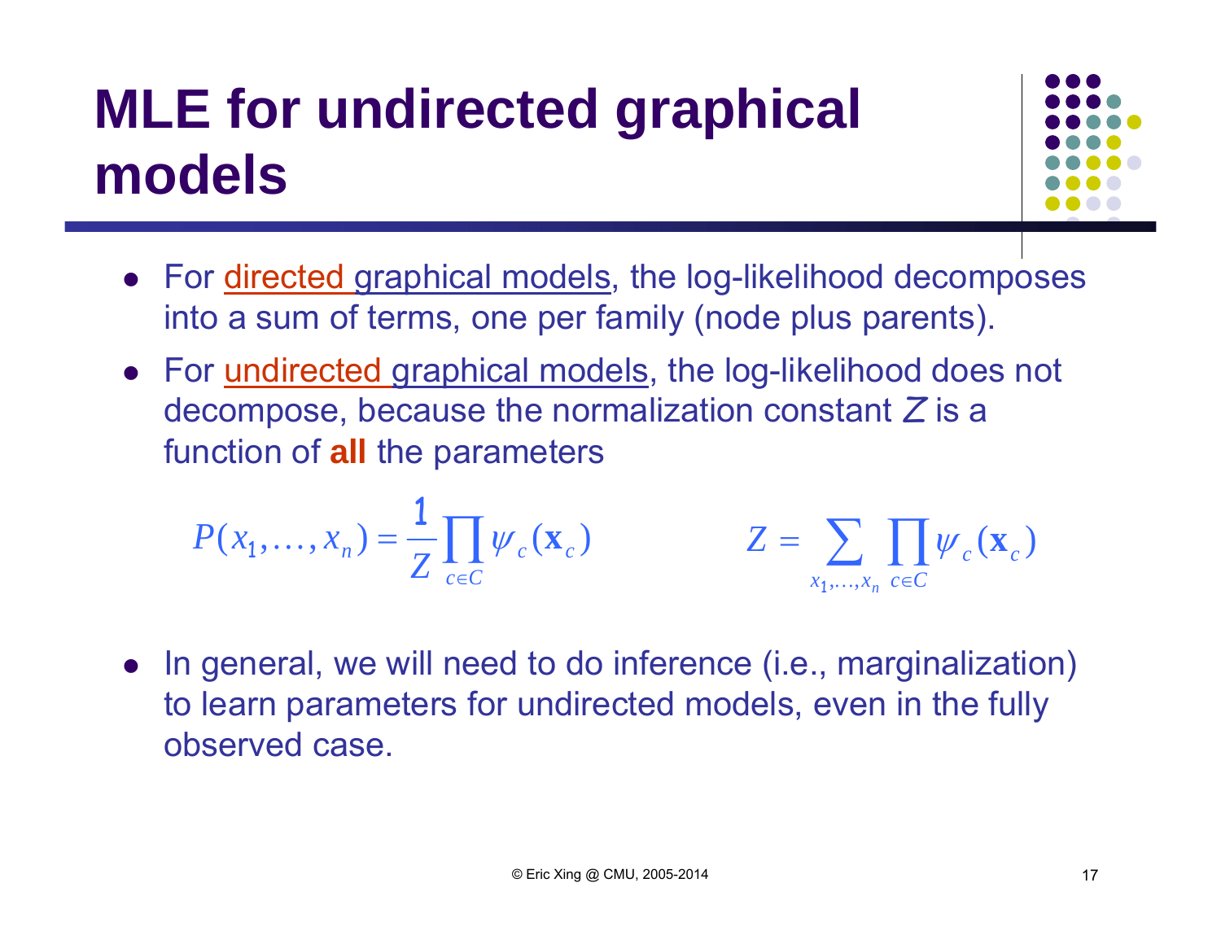# MLE for undirected graphical models

- For directed graphical models, the log-likelihood decomposes into a sum of terms, one per family (node plus parents).
- For undirected graphical models, the log-likelihood does not decompose, because the normalization constant $Z$ is a function of **all** the parameters

$$P(x_1, \ldots, x_n) = \frac{1}{Z} \prod_{c \in C} \psi_c(\mathbf{x}_c) \qquad\qquad Z = \sum_{x_1, \ldots, x_n} \prod_{c \in C} \psi_c(\mathbf{x}_c)$$

- In general, we will need to do inference (i.e., marginalization) to learn parameters for undirected models, even in the fully observed case.

© Eric Xing @ CMU, 2005-2014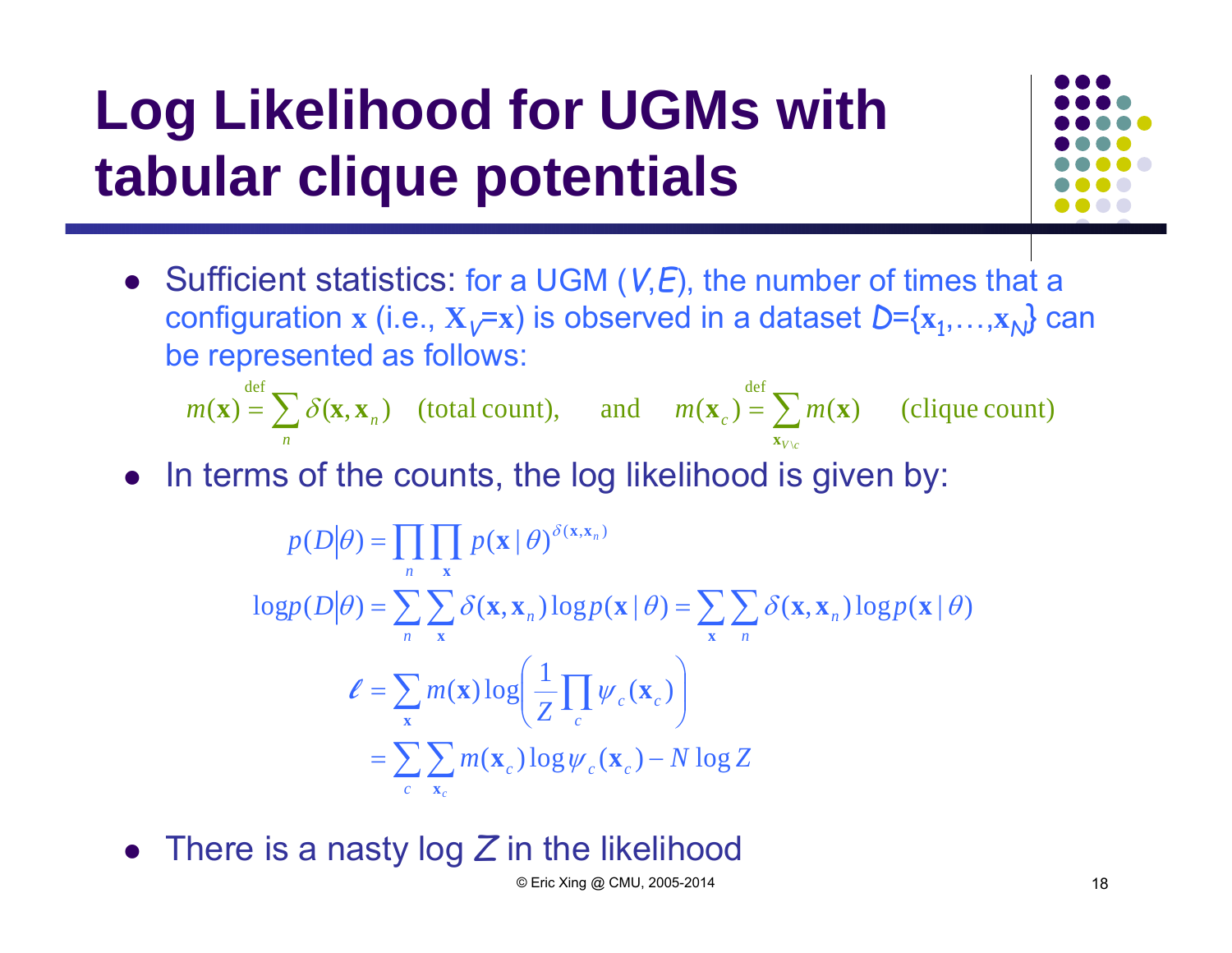# Log Likelihood for UGMs with tabular clique potentials

- Sufficient statistics: for a UGM ($V$,$E$), the number of times that a configuration $\mathbf{x}$ (i.e., $\mathbf{X}_V=\mathbf{x}$) is observed in a dataset $D=\{\mathbf{x}_1,\ldots,\mathbf{x}_N\}$ can be represented as follows:

$$m(\mathbf{x}) \stackrel{\text{def}}{=} \sum_n \delta(\mathbf{x}, \mathbf{x}_n) \quad \text{(total count)}, \qquad \text{and} \qquad m(\mathbf{x}_c) \stackrel{\text{def}}{=} \sum_{\mathbf{x}_{V \setminus c}} m(\mathbf{x}) \quad \text{(clique count)}$$

- In terms of the counts, the log likelihood is given by:

$$p(D|\theta) = \prod_n \prod_{\mathbf{x}} p(\mathbf{x}\,|\,\theta)^{\delta(\mathbf{x},\mathbf{x}_n)}$$

$$\log p(D|\theta) = \sum_n \sum_{\mathbf{x}} \delta(\mathbf{x},\mathbf{x}_n) \log p(\mathbf{x}\,|\,\theta) = \sum_{\mathbf{x}} \sum_n \delta(\mathbf{x},\mathbf{x}_n) \log p(\mathbf{x}\,|\,\theta)$$

$$\ell = \sum_{\mathbf{x}} m(\mathbf{x}) \log\left( \frac{1}{Z} \prod_c \psi_c(\mathbf{x}_c) \right)$$

$$= \sum_c \sum_{\mathbf{x}_c} m(\mathbf{x}_c) \log \psi_c(\mathbf{x}_c) - N \log Z$$

- There is a nasty log $Z$ in the likelihood

© Eric Xing @ CMU, 2005-2014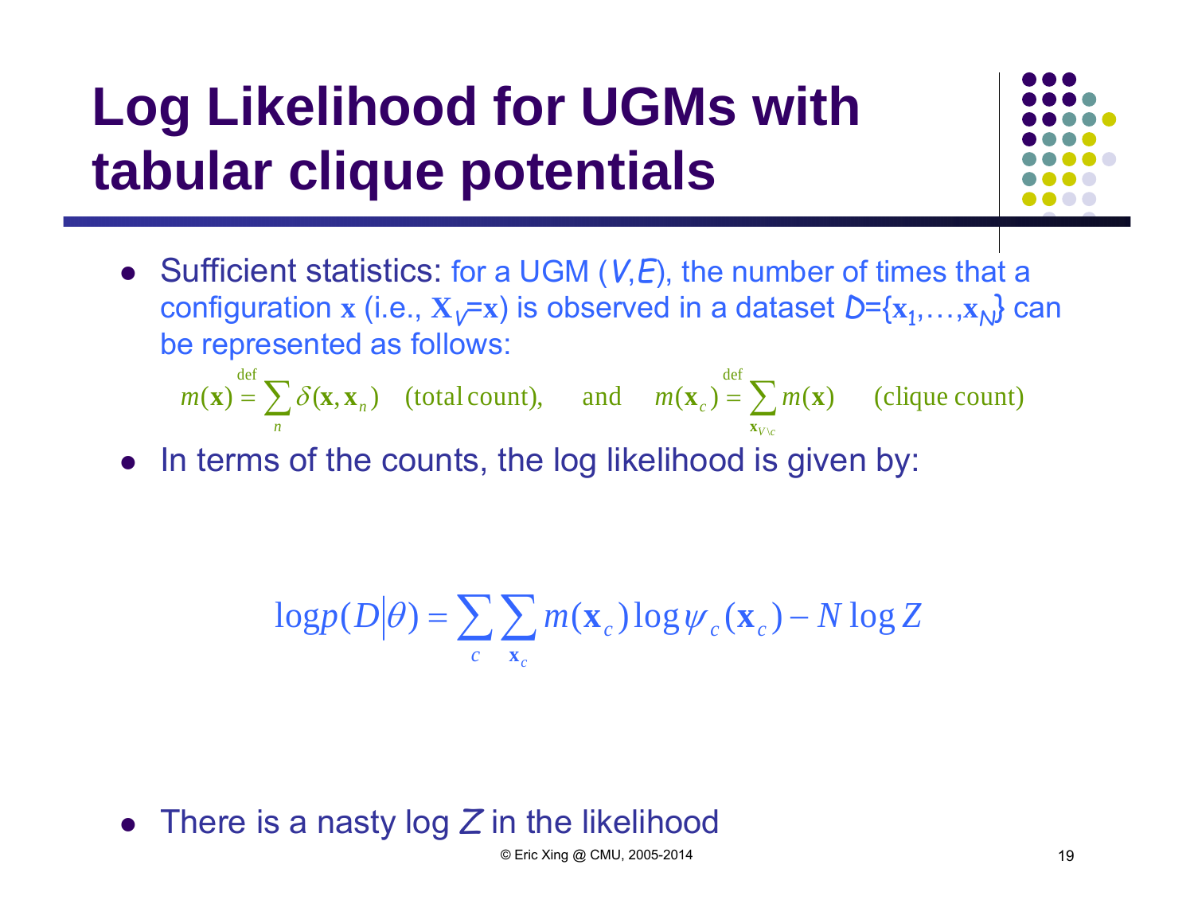# Log Likelihood for UGMs with tabular clique potentials

- Sufficient statistics: for a UGM ($V$,$E$), the number of times that a configuration $\mathbf{x}$ (i.e., $\mathbf{X}_V=\mathbf{x}$) is observed in a dataset $D=\{\mathbf{x}_1,\ldots,\mathbf{x}_N\}$ can be represented as follows:

$$m(\mathbf{x}) \stackrel{\text{def}}{=} \sum_n \delta(\mathbf{x}, \mathbf{x}_n) \quad \text{(total count)}, \qquad \text{and} \qquad m(\mathbf{x}_c) \stackrel{\text{def}}{=} \sum_{\mathbf{x}_{V \setminus c}} m(\mathbf{x}) \qquad \text{(clique count)}$$

- In terms of the counts, the log likelihood is given by:

$$\log p(D|\theta) = \sum_c \sum_{\mathbf{x}_c} m(\mathbf{x}_c) \log \psi_c(\mathbf{x}_c) - N \log Z$$

- There is a nasty log $Z$ in the likelihood

© Eric Xing @ CMU, 2005-2014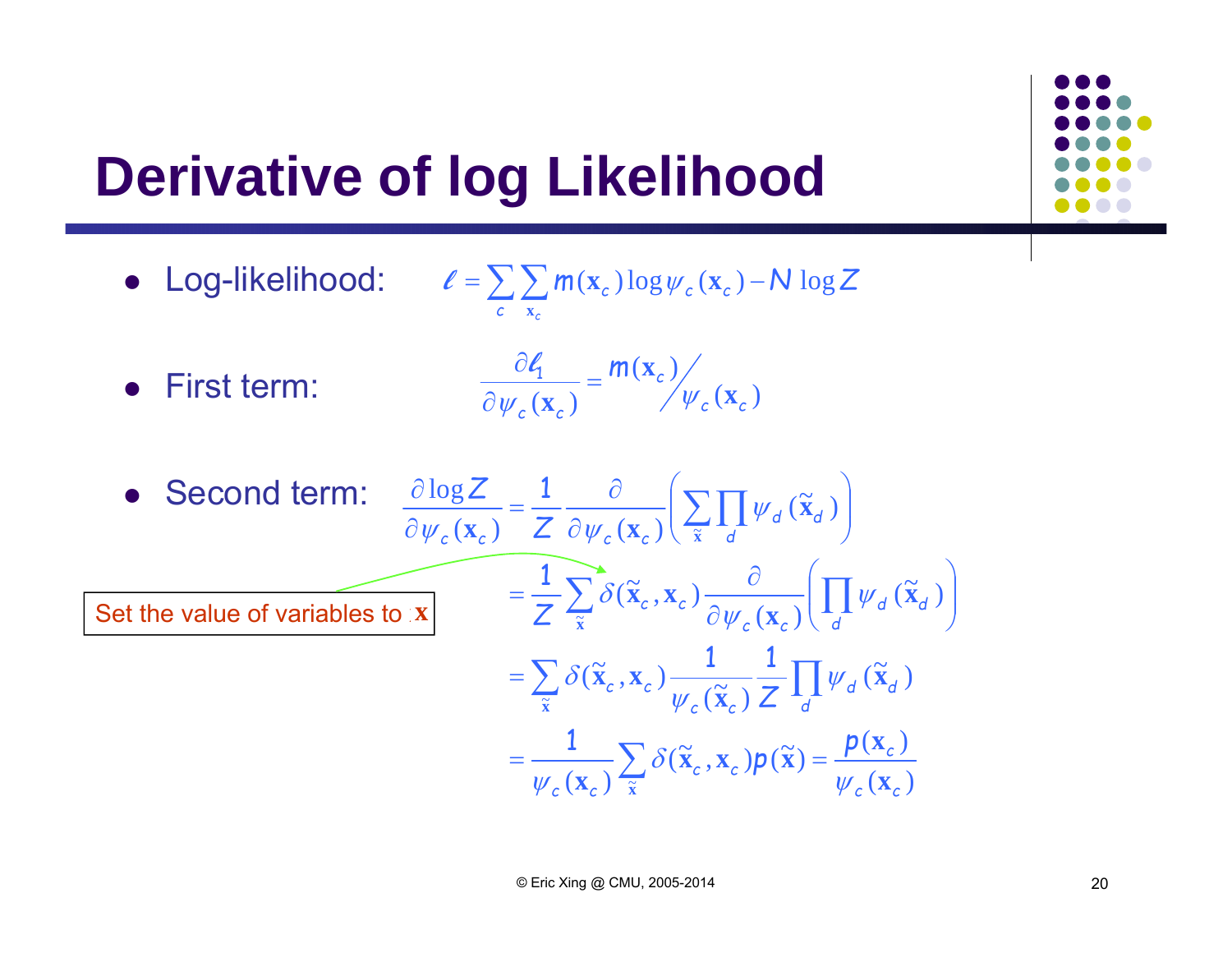# Derivative of log Likelihood

- Log-likelihood: $\ell = \sum_c \sum_{\mathbf{x}_c} m(\mathbf{x}_c) \log \psi_c(\mathbf{x}_c) - N \log Z$

- First term: $\frac{\partial \ell_1}{\partial \psi_c(\mathbf{x}_c)} = m(\mathbf{x}_c) \Big/ \psi_c(\mathbf{x}_c)$

- Second term:

$$
\begin{aligned}
\frac{\partial \log Z}{\partial \psi_c(\mathbf{x}_c)} &= \frac{1}{Z} \frac{\partial}{\partial \psi_c(\mathbf{x}_c)} \left( \sum_{\tilde{\mathbf{x}}} \prod_d \psi_d(\tilde{\mathbf{x}}_d) \right) \\
&= \frac{1}{Z} \sum_{\tilde{\mathbf{x}}} \delta(\tilde{\mathbf{x}}_c, \mathbf{x}_c) \frac{\partial}{\partial \psi_c(\mathbf{x}_c)} \left( \prod_d \psi_d(\tilde{\mathbf{x}}_d) \right) \\
&= \sum_{\tilde{\mathbf{x}}} \delta(\tilde{\mathbf{x}}_c, \mathbf{x}_c) \frac{1}{\psi_c(\tilde{\mathbf{x}}_c)} \frac{1}{Z} \prod_d \psi_d(\tilde{\mathbf{x}}_d) \\
&= \frac{1}{\psi_c(\mathbf{x}_c)} \sum_{\tilde{\mathbf{x}}} \delta(\tilde{\mathbf{x}}_c, \mathbf{x}_c) p(\tilde{\mathbf{x}}) = \frac{p(\mathbf{x}_c)}{\psi_c(\mathbf{x}_c)}
\end{aligned}
$$

Set the value of variables to $\mathbf{x}$

© Eric Xing @ CMU, 2005-2014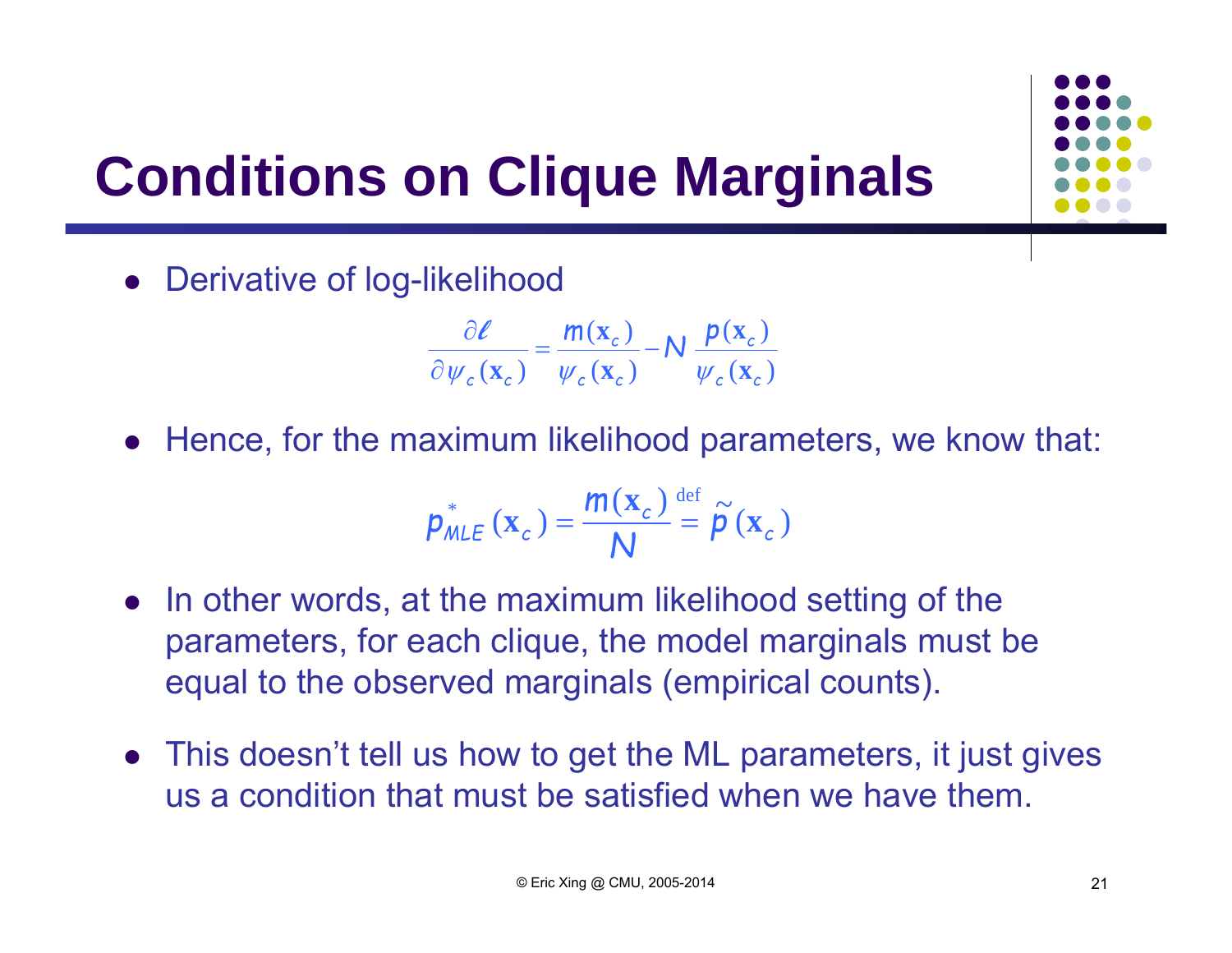# Conditions on Clique Marginals

- Derivative of log-likelihood

$$\frac{\partial \ell}{\partial \psi_c(\mathbf{x}_c)} = \frac{m(\mathbf{x}_c)}{\psi_c(\mathbf{x}_c)} - N \frac{p(\mathbf{x}_c)}{\psi_c(\mathbf{x}_c)}$$

- Hence, for the maximum likelihood parameters, we know that:

$$p^*_{MLE}(\mathbf{x}_c) = \frac{m(\mathbf{x}_c)}{N} \stackrel{\text{def}}{=} \tilde{p}(\mathbf{x}_c)$$

- In other words, at the maximum likelihood setting of the parameters, for each clique, the model marginals must be equal to the observed marginals (empirical counts).

- This doesn't tell us how to get the ML parameters, it just gives us a condition that must be satisfied when we have them.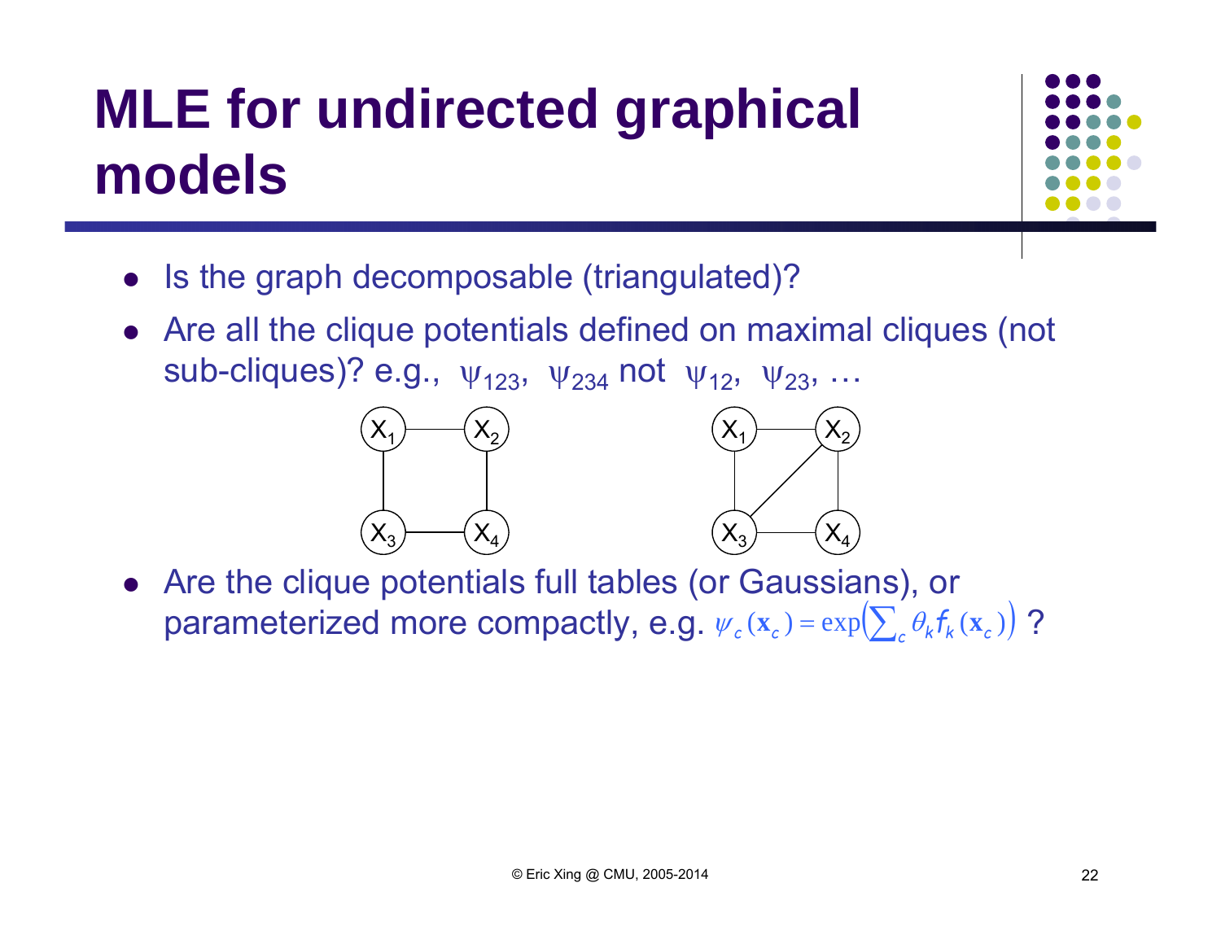# MLE for undirected graphical models

- Is the graph decomposable (triangulated)?
- Are all the clique potentials defined on maximal cliques (not sub-cliques)? e.g., $\psi_{123}$, $\psi_{234}$ not $\psi_{12}$, $\psi_{23}$, …
- Are the clique potentials full tables (or Gaussians), or parameterized more compactly, e.g. $\psi_c(\mathbf{x}_c) = \exp\left(\sum_c \theta_k f_k(\mathbf{x}_c)\right)$ ?

© Eric Xing @ CMU, 2005-2014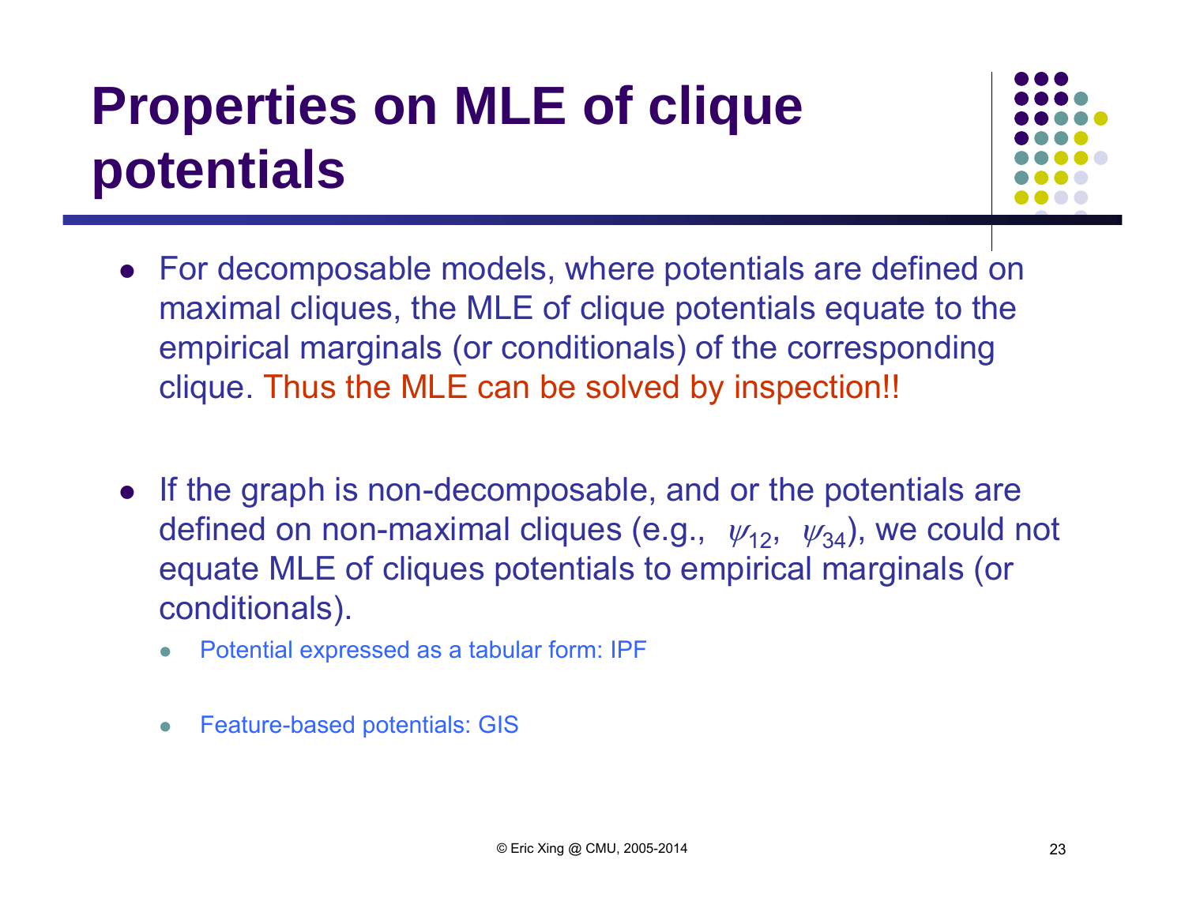# Properties on MLE of clique potentials

- For decomposable models, where potentials are defined on maximal cliques, the MLE of clique potentials equate to the empirical marginals (or conditionals) of the corresponding clique. Thus the MLE can be solved by inspection!!

- If the graph is non-decomposable, and or the potentials are defined on non-maximal cliques (e.g., $\psi_{12}$, $\psi_{34}$), we could not equate MLE of cliques potentials to empirical marginals (or conditionals).
  - Potential expressed as a tabular form: IPF
  - Feature-based potentials: GIS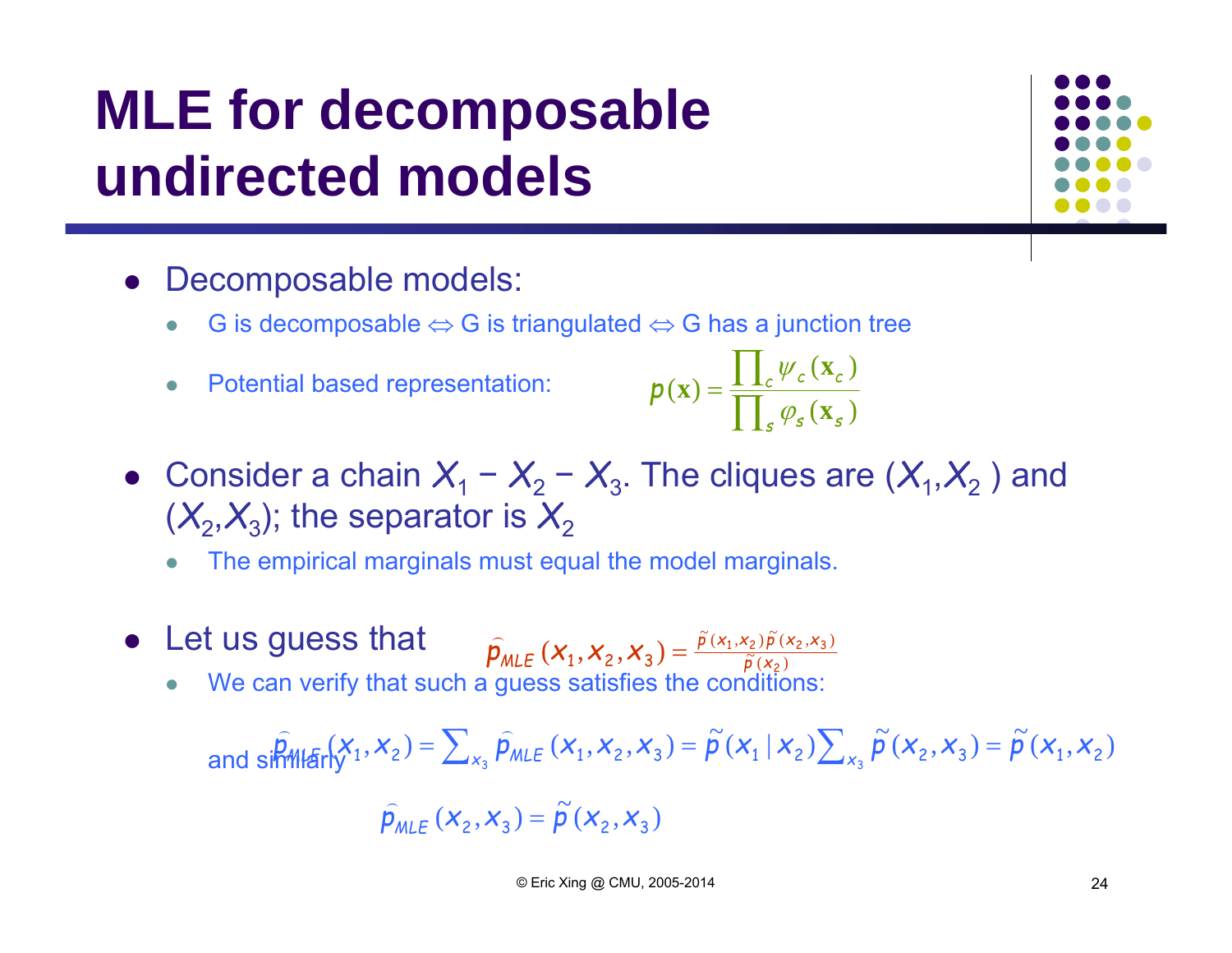# MLE for decomposable undirected models

- Decomposable models:
  - G is decomposable ⇔ G is triangulated ⇔ G has a junction tree
  - Potential based representation:

$$p(\mathbf{x}) = \frac{\prod_c \psi_c(\mathbf{x}_c)}{\prod_s \varphi_s(\mathbf{x}_s)}$$

- Consider a chain $X_1 - X_2 - X_3$. The cliques are $(X_1, X_2)$ and $(X_2, X_3)$; the separator is $X_2$
  - The empirical marginals must equal the model marginals.

- Let us guess that $\hat{p}_{MLE}(x_1, x_2, x_3) = \frac{\tilde{p}(x_1, x_2)\tilde{p}(x_2, x_3)}{\tilde{p}(x_2)}$
  - We can verify that such a guess satisfies the conditions:

$$\hat{p}_{MLE}(x_1, x_2) = \sum_{x_3} \hat{p}_{MLE}(x_1, x_2, x_3) = \tilde{p}(x_1 \mid x_2) \sum_{x_3} \tilde{p}(x_2, x_3) = \tilde{p}(x_1, x_2)$$

and similarly

$$\hat{p}_{MLE}(x_2, x_3) = \tilde{p}(x_2, x_3)$$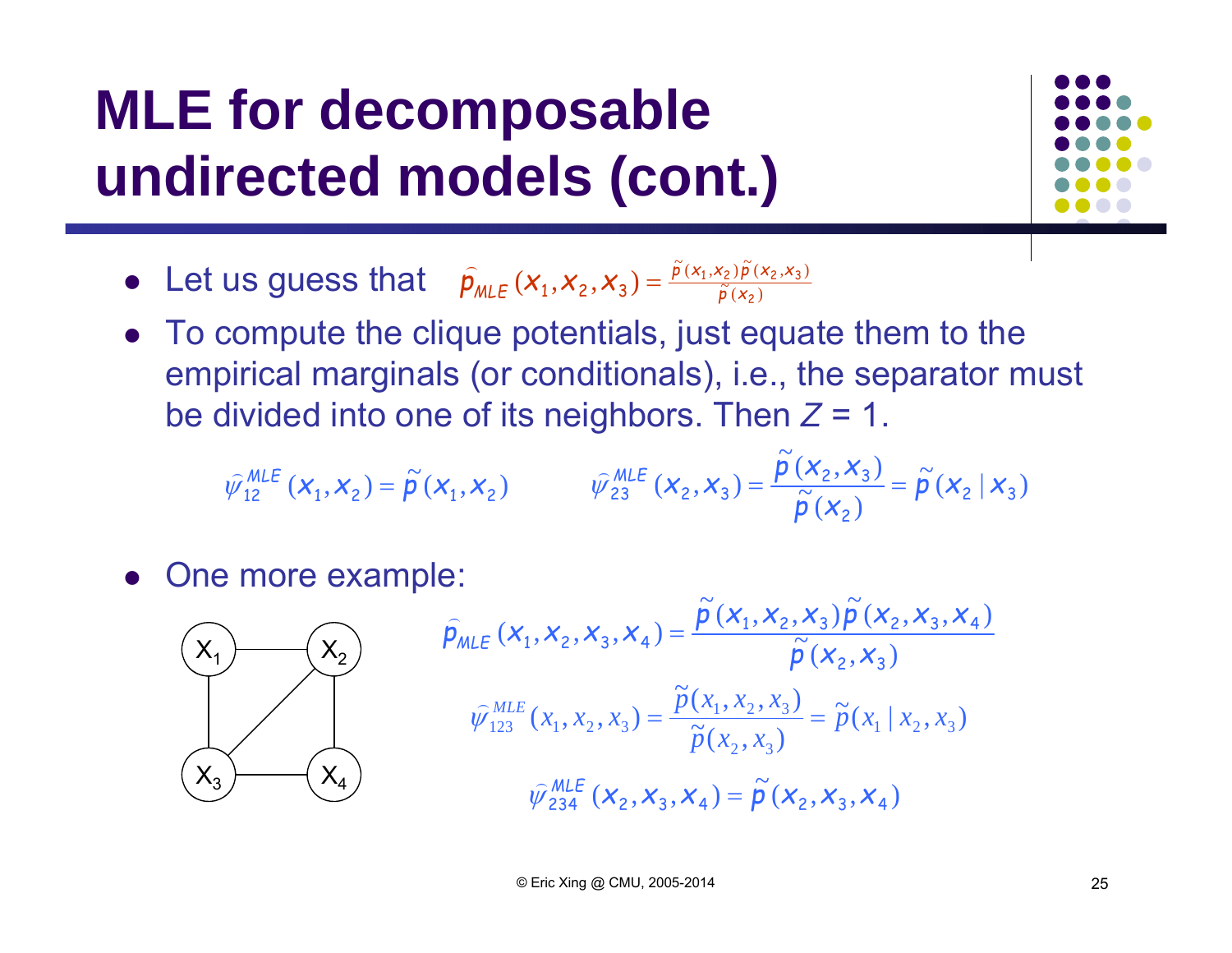# MLE for decomposable undirected models (cont.)

- Let us guess that $\hat{p}_{MLE}(x_1, x_2, x_3) = \frac{\tilde{p}(x_1, x_2)\tilde{p}(x_2, x_3)}{\tilde{p}(x_2)}$
- To compute the clique potentials, just equate them to the empirical marginals (or conditionals), i.e., the separator must be divided into one of its neighbors. Then $Z = 1$.

$$\hat{\psi}_{12}^{MLE}(x_1, x_2) = \tilde{p}(x_1, x_2) \qquad \hat{\psi}_{23}^{MLE}(x_2, x_3) = \frac{\tilde{p}(x_2, x_3)}{\tilde{p}(x_2)} = \tilde{p}(x_2 \mid x_3)$$

- One more example:

Graph: $X_1 - X_2$, $X_1 - X_3$, $X_2 - X_3$, $X_2 - X_4$, $X_3 - X_4$

$$\hat{p}_{MLE}(x_1, x_2, x_3, x_4) = \frac{\tilde{p}(x_1, x_2, x_3)\tilde{p}(x_2, x_3, x_4)}{\tilde{p}(x_2, x_3)}$$

$$\hat{\psi}_{123}^{MLE}(x_1, x_2, x_3) = \frac{\tilde{p}(x_1, x_2, x_3)}{\tilde{p}(x_2, x_3)} = \tilde{p}(x_1 \mid x_2, x_3)$$

$$\hat{\psi}_{234}^{MLE}(x_2, x_3, x_4) = \tilde{p}(x_2, x_3, x_4)$$

© Eric Xing @ CMU, 2005-2014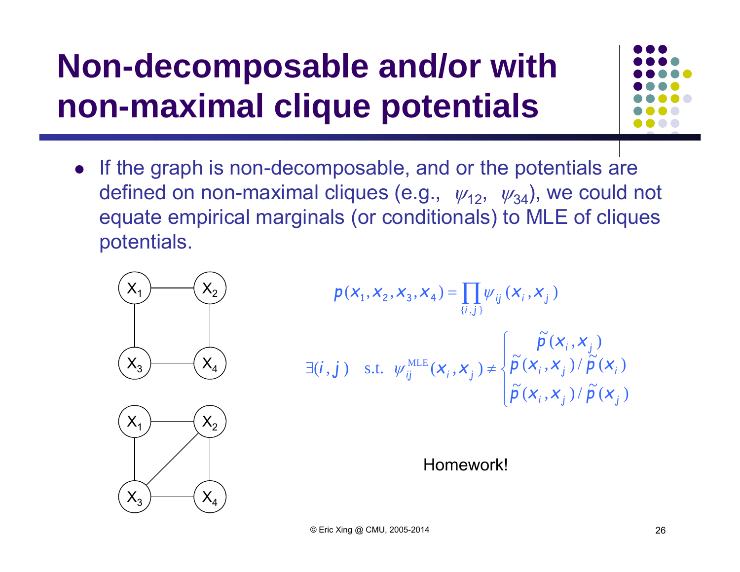# Non-decomposable and/or with non-maximal clique potentials

- If the graph is non-decomposable, and or the potentials are defined on non-maximal cliques (e.g., $\psi_{12}$, $\psi_{34}$), we could not equate empirical marginals (or conditionals) to MLE of cliques potentials.

$$p(x_1, x_2, x_3, x_4) = \prod_{\{i,j\}} \psi_{ij}(x_i, x_j)$$

$$\exists (i,j) \quad \text{s.t.} \quad \psi_{ij}^{\text{MLE}}(x_i, x_j) \neq \begin{cases} \tilde{p}(x_i, x_j) \\ \tilde{p}(x_i, x_j) / \tilde{p}(x_i) \\ \tilde{p}(x_i, x_j) / \tilde{p}(x_j) \end{cases}$$

Homework!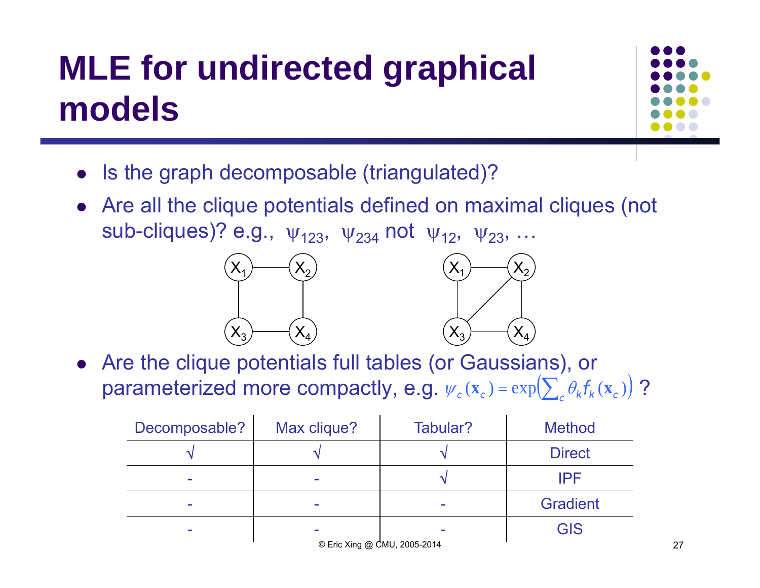# MLE for undirected graphical models

- Is the graph decomposable (triangulated)?
- Are all the clique potentials defined on maximal cliques (not sub-cliques)? e.g., $\psi_{123}$, $\psi_{234}$ not $\psi_{12}$, $\psi_{23}$, …
- Are the clique potentials full tables (or Gaussians), or parameterized more compactly, e.g. $\psi_c(\mathbf{x}_c) = \exp\left(\sum_c \theta_k f_k(\mathbf{x}_c)\right)$ ?

| Decomposable? | Max clique? | Tabular? | Method |
|---|---|---|---|
| √ | √ | √ | Direct |
| - | - | √ | IPF |
| - | - | - | Gradient |
| - | - | - | GIS |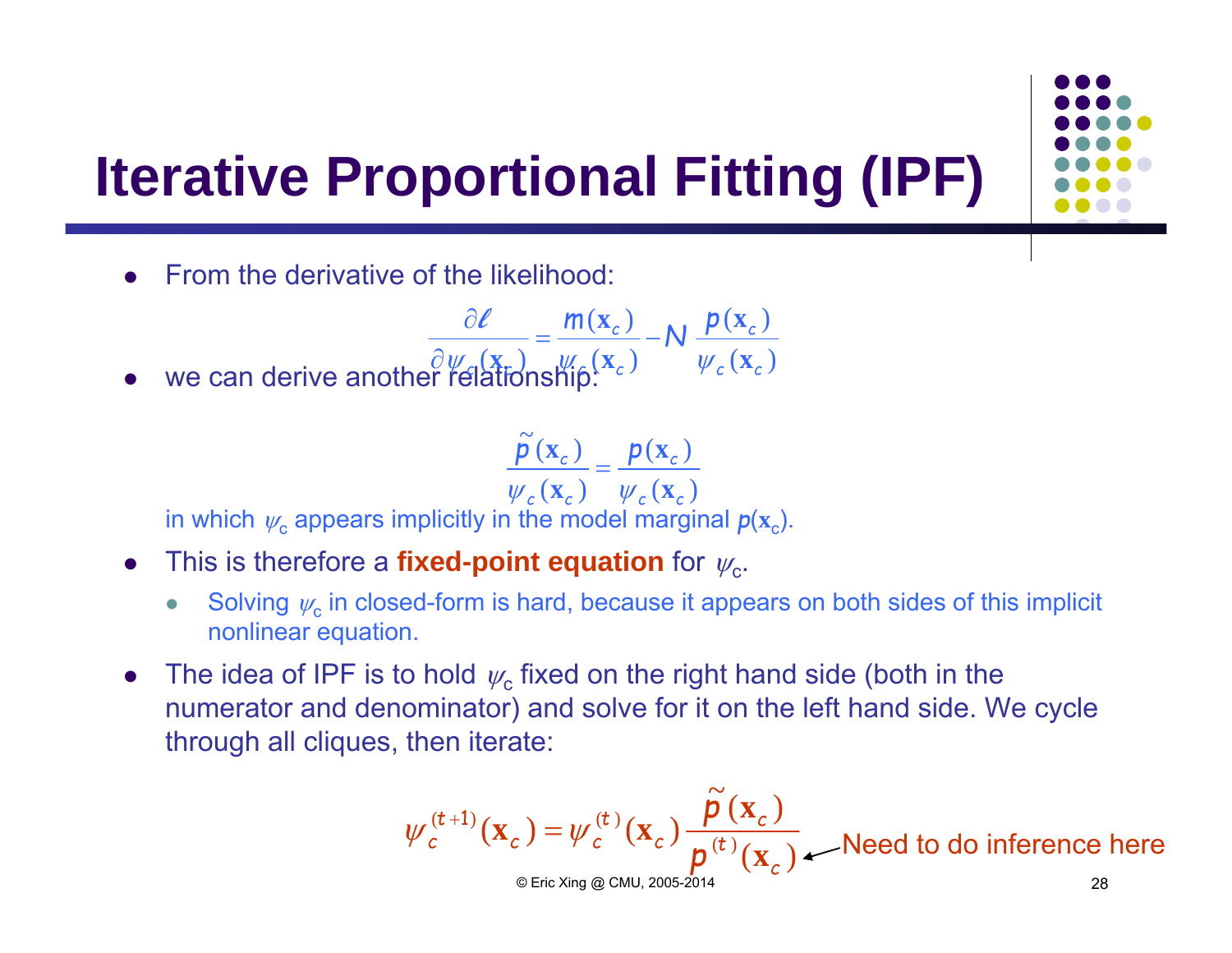# Iterative Proportional Fitting (IPF)

- From the derivative of the likelihood:

$$\frac{\partial \ell}{\partial \psi_c(\mathbf{x}_c)} = \frac{m(\mathbf{x}_c)}{\psi_c(\mathbf{x}_c)} - N\frac{p(\mathbf{x}_c)}{\psi_c(\mathbf{x}_c)}$$

- we can derive another relationship:

$$\frac{\tilde{p}(\mathbf{x}_c)}{\psi_c(\mathbf{x}_c)} = \frac{p(\mathbf{x}_c)}{\psi_c(\mathbf{x}_c)}$$

  in which $\psi_c$ appears implicitly in the model marginal $p(\mathbf{x}_c)$.

- This is therefore a **fixed-point equation** for $\psi_c$.
  - Solving $\psi_c$ in closed-form is hard, because it appears on both sides of this implicit nonlinear equation.
- The idea of IPF is to hold $\psi_c$ fixed on the right hand side (both in the numerator and denominator) and solve for it on the left hand side. We cycle through all cliques, then iterate:

$$\psi_c^{(t+1)}(\mathbf{x}_c) = \psi_c^{(t)}(\mathbf{x}_c)\frac{\tilde{p}(\mathbf{x}_c)}{p^{(t)}(\mathbf{x}_c)}$$

← Need to do inference here

© Eric Xing @ CMU, 2005-2014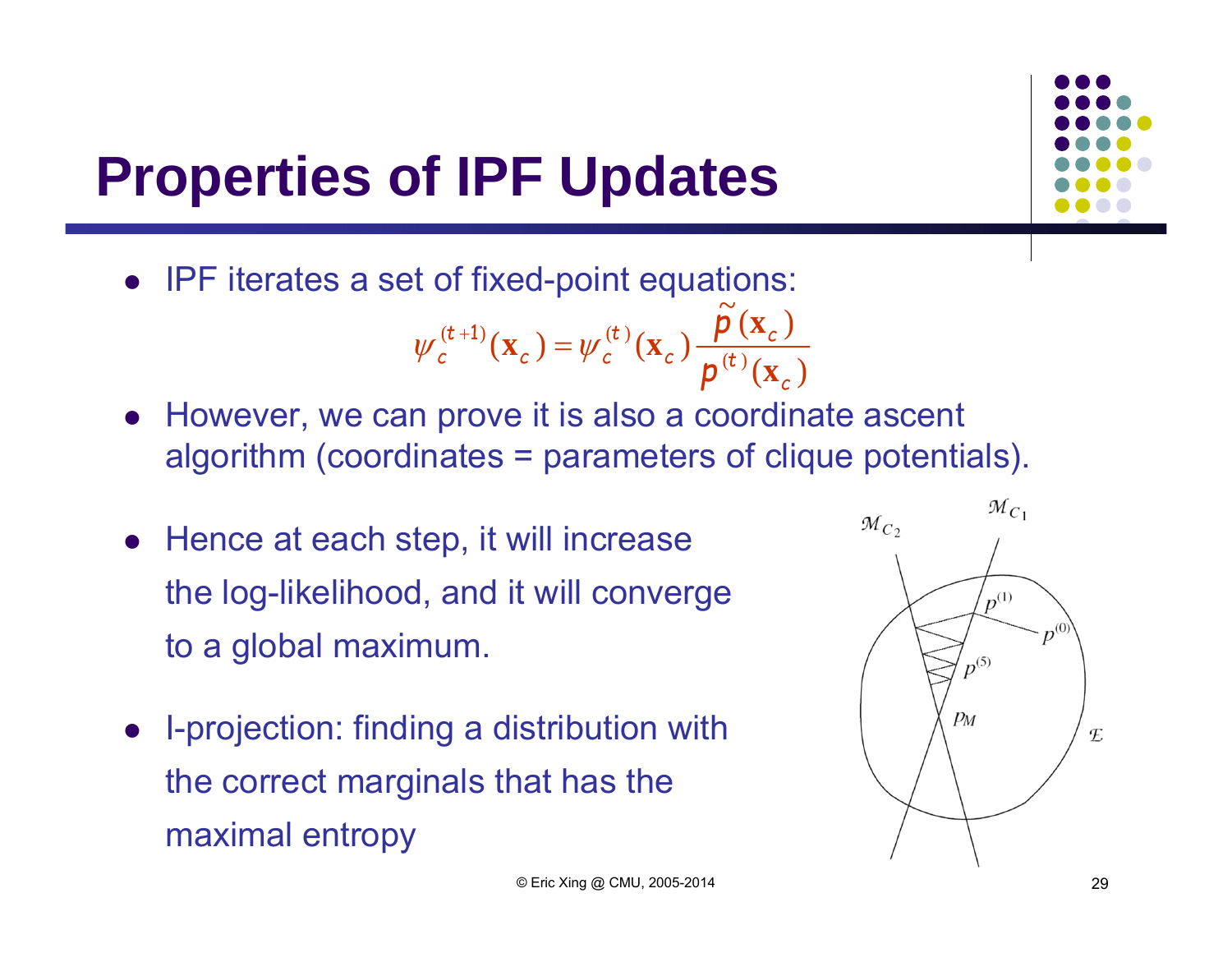# Properties of IPF Updates

- IPF iterates a set of fixed-point equations:

$$\psi_c^{(t+1)}(\mathbf{x}_c) = \psi_c^{(t)}(\mathbf{x}_c) \frac{\tilde{p}(\mathbf{x}_c)}{p^{(t)}(\mathbf{x}_c)}$$

- However, we can prove it is also a coordinate ascent algorithm (coordinates = parameters of clique potentials).
- Hence at each step, it will increase the log-likelihood, and it will converge to a global maximum.
- I-projection: finding a distribution with the correct marginals that has the maximal entropy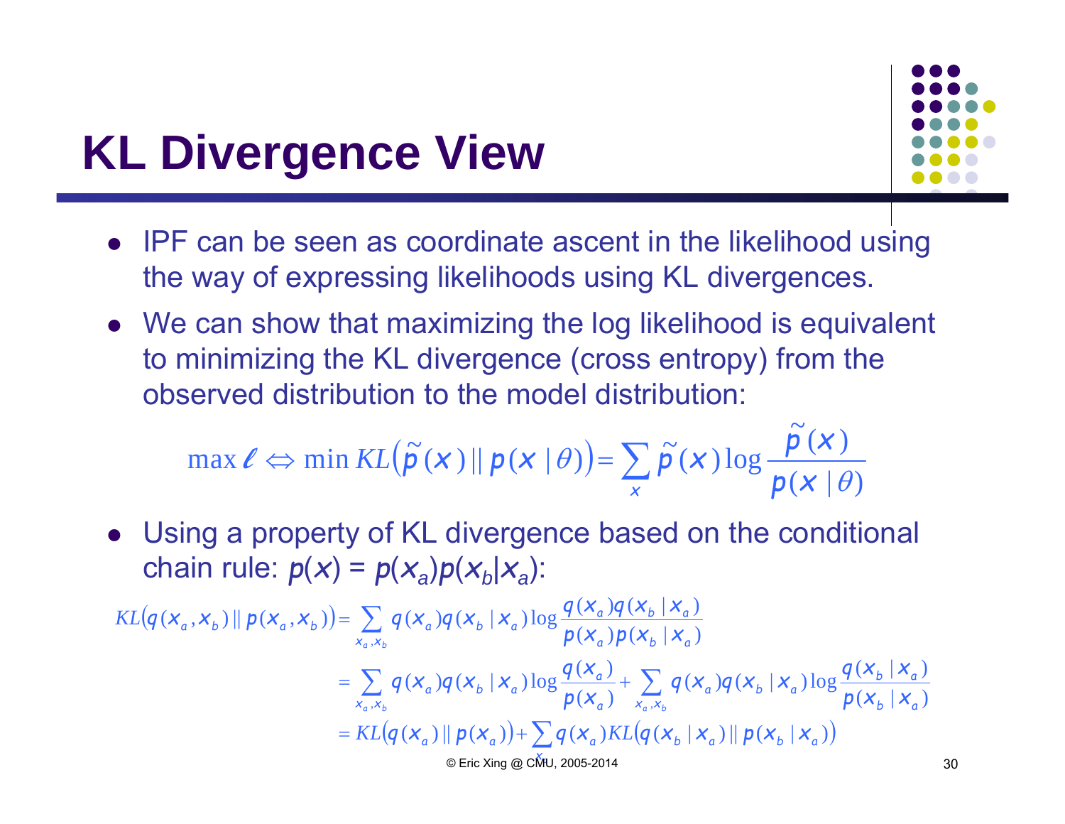# KL Divergence View

- IPF can be seen as coordinate ascent in the likelihood using the way of expressing likelihoods using KL divergences.
- We can show that maximizing the log likelihood is equivalent to minimizing the KL divergence (cross entropy) from the observed distribution to the model distribution:

$$\max \ell \Leftrightarrow \min KL\left(\tilde{p}(x) \,\|\, p(x \mid \theta)\right) = \sum_{x} \tilde{p}(x) \log \frac{\tilde{p}(x)}{p(x \mid \theta)}$$

- Using a property of KL divergence based on the conditional chain rule: $p(x) = p(x_a)p(x_b|x_a)$:

$$\begin{aligned}
KL\left(q(x_a, x_b) \,\|\, p(x_a, x_b)\right) &= \sum_{x_a, x_b} q(x_a)q(x_b \mid x_a) \log \frac{q(x_a)q(x_b \mid x_a)}{p(x_a)p(x_b \mid x_a)} \\
&= \sum_{x_a, x_b} q(x_a)q(x_b \mid x_a) \log \frac{q(x_a)}{p(x_a)} + \sum_{x_a, x_b} q(x_a)q(x_b \mid x_a) \log \frac{q(x_b \mid x_a)}{p(x_b \mid x_a)} \\
&= KL\left(q(x_a) \,\|\, p(x_a)\right) + \sum_{x_a} q(x_a) KL\left(q(x_b \mid x_a) \,\|\, p(x_b \mid x_a)\right)
\end{aligned}$$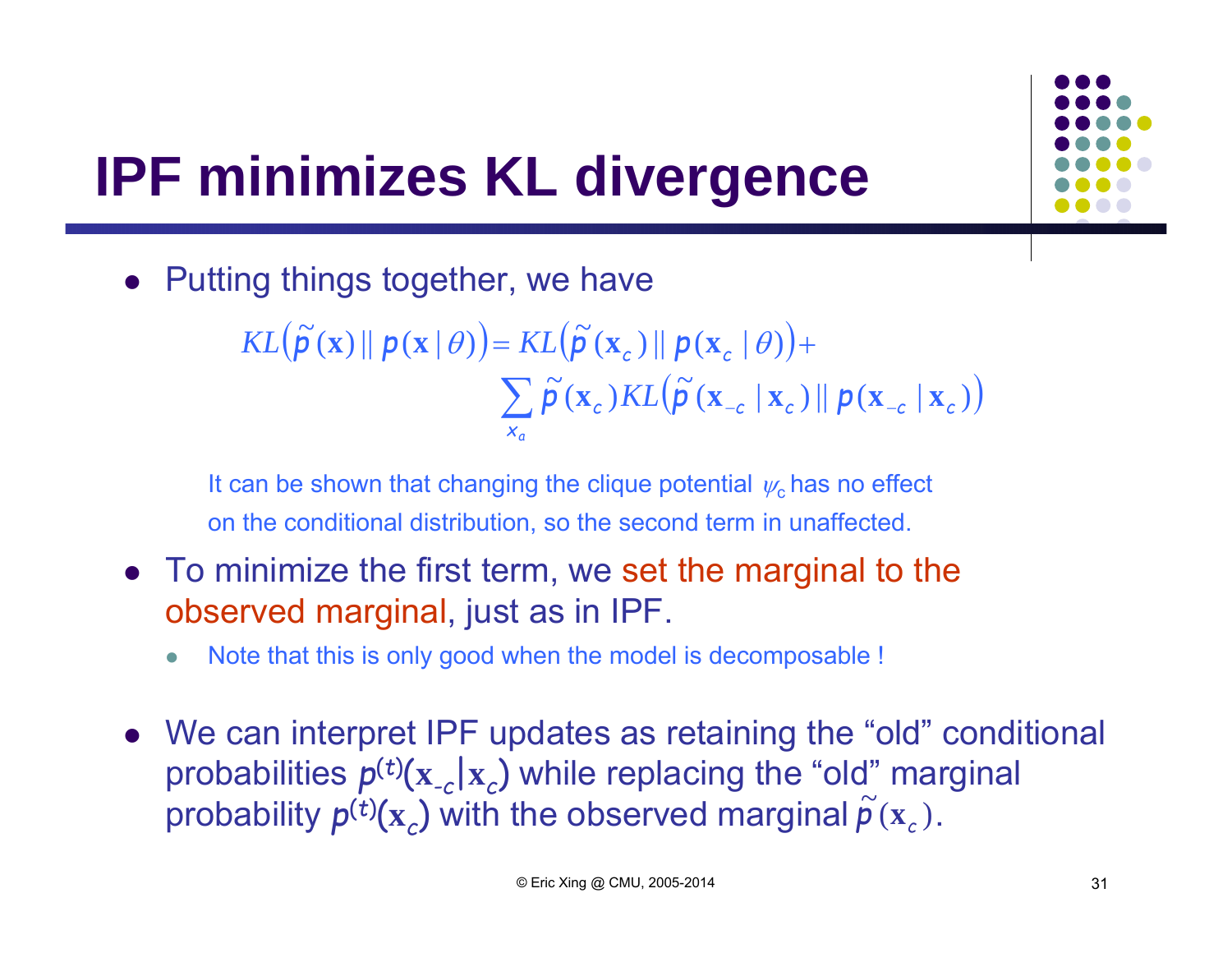# IPF minimizes KL divergence

- Putting things together, we have

$$KL\left(\tilde{p}(\mathbf{x}) \| p(\mathbf{x} \mid \theta)\right) = KL\left(\tilde{p}(\mathbf{x}_c) \| p(\mathbf{x}_c \mid \theta)\right) + \sum_{x_a} \tilde{p}(\mathbf{x}_c) KL\left(\tilde{p}(\mathbf{x}_{-c} \mid \mathbf{x}_c) \| p(\mathbf{x}_{-c} \mid \mathbf{x}_c)\right)$$

  It can be shown that changing the clique potential $\psi_c$ has no effect on the conditional distribution, so the second term in unaffected.

- To minimize the first term, we set the marginal to the observed marginal, just as in IPF.
  - Note that this is only good when the model is decomposable !

- We can interpret IPF updates as retaining the "old" conditional probabilities $p^{(t)}(\mathbf{x}_{-c}|\mathbf{x}_c)$ while replacing the "old" marginal probability $p^{(t)}(\mathbf{x}_c)$ with the observed marginal $\tilde{p}(\mathbf{x}_c)$.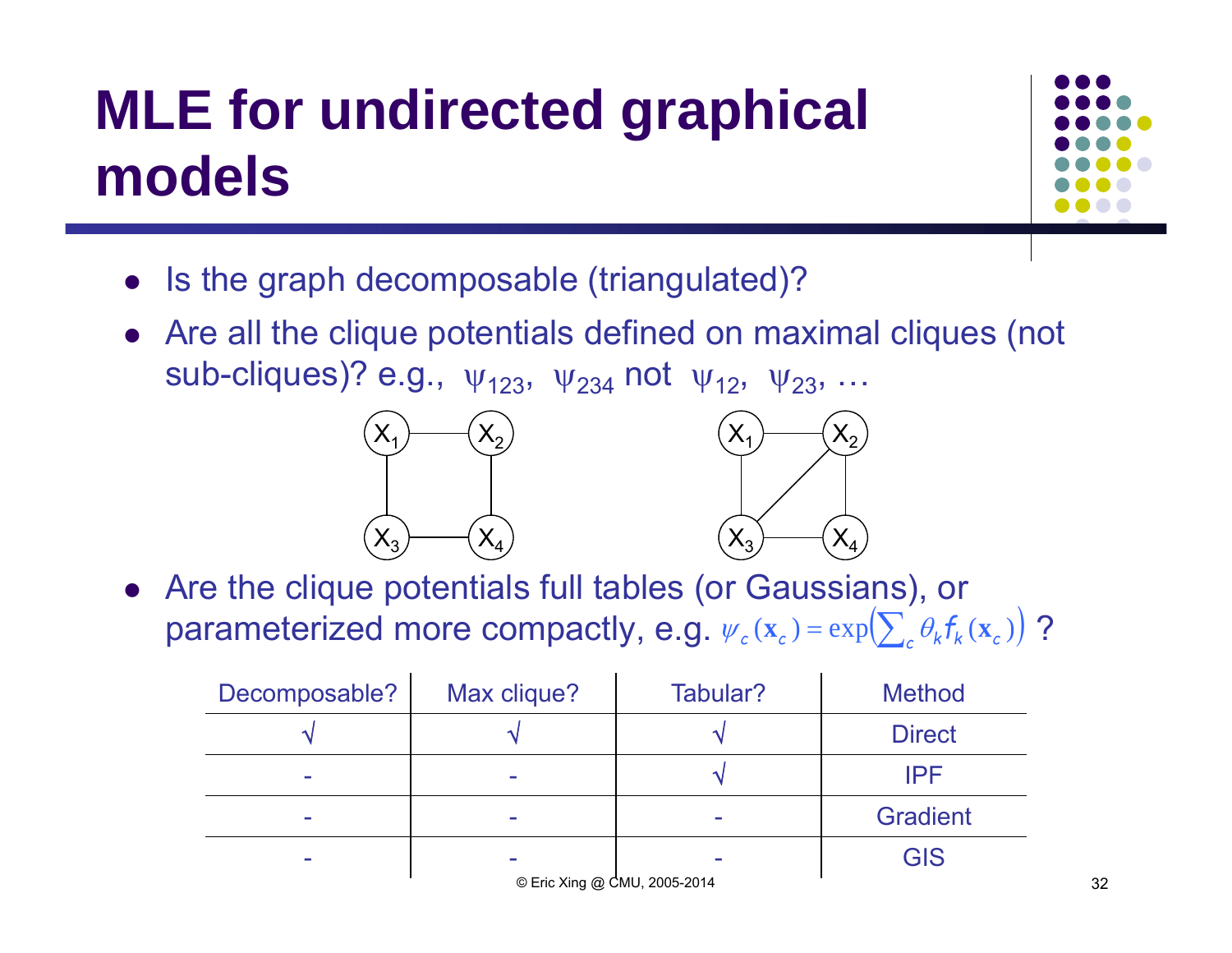# MLE for undirected graphical models

- Is the graph decomposable (triangulated)?
- Are all the clique potentials defined on maximal cliques (not sub-cliques)? e.g., $\psi_{123}$, $\psi_{234}$ not $\psi_{12}$, $\psi_{23}$, …
- Are the clique potentials full tables (or Gaussians), or parameterized more compactly, e.g. $\psi_c(\mathbf{x}_c) = \exp\left(\sum_c \theta_k f_k(\mathbf{x}_c)\right)$ ?

| Decomposable? | Max clique? | Tabular? | Method |
|---|---|---|---|
| √ | √ | √ | Direct |
| - | - | √ | IPF |
| - | - | - | Gradient |
| - | - | - | GIS |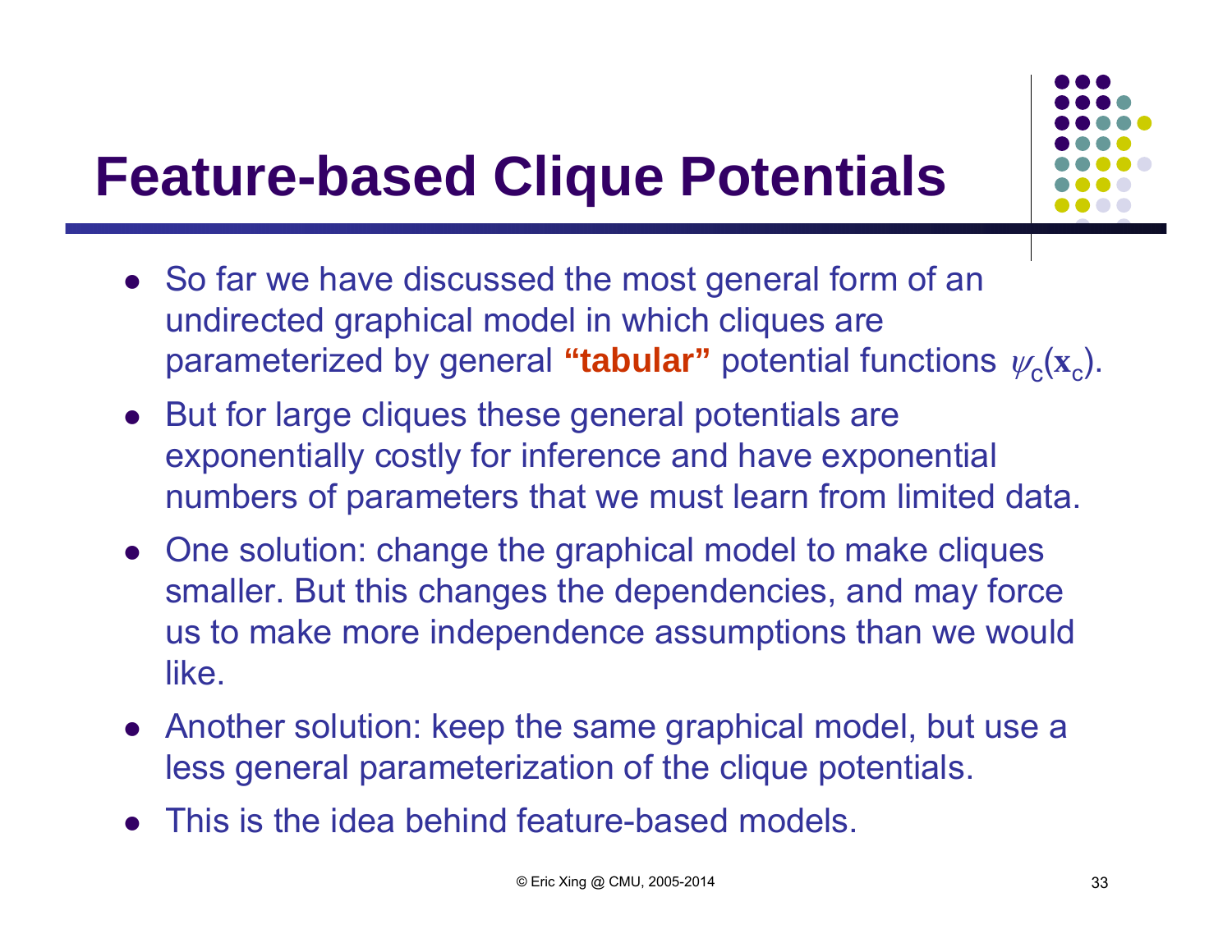# Feature-based Clique Potentials

- So far we have discussed the most general form of an undirected graphical model in which cliques are parameterized by general **"tabular"** potential functions $\psi_c(\mathbf{x}_c)$.
- But for large cliques these general potentials are exponentially costly for inference and have exponential numbers of parameters that we must learn from limited data.
- One solution: change the graphical model to make cliques smaller. But this changes the dependencies, and may force us to make more independence assumptions than we would like.
- Another solution: keep the same graphical model, but use a less general parameterization of the clique potentials.
- This is the idea behind feature-based models.

© Eric Xing @ CMU, 2005-2014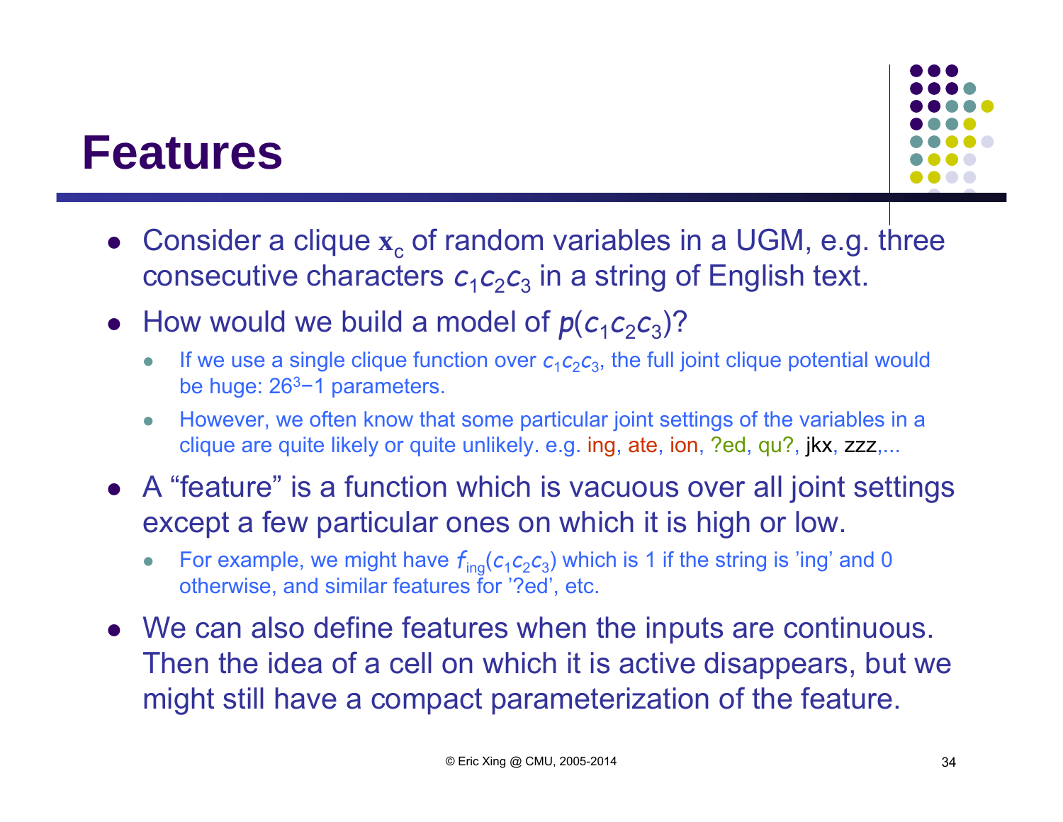# Features

- Consider a clique $\mathbf{x}_c$ of random variables in a UGM, e.g. three consecutive characters $c_1c_2c_3$ in a string of English text.
- How would we build a model of $p(c_1c_2c_3)$?
  - If we use a single clique function over $c_1c_2c_3$, the full joint clique potential would be huge: $26^3-1$ parameters.
  - However, we often know that some particular joint settings of the variables in a clique are quite likely or quite unlikely. e.g. ing, ate, ion, ?ed, qu?, jkx, zzz,...
- A "feature" is a function which is vacuous over all joint settings except a few particular ones on which it is high or low.
  - For example, we might have $f_{ing}(c_1c_2c_3)$ which is 1 if the string is 'ing' and 0 otherwise, and similar features for '?ed', etc.
- We can also define features when the inputs are continuous. Then the idea of a cell on which it is active disappears, but we might still have a compact parameterization of the feature.

© Eric Xing @ CMU, 2005-2014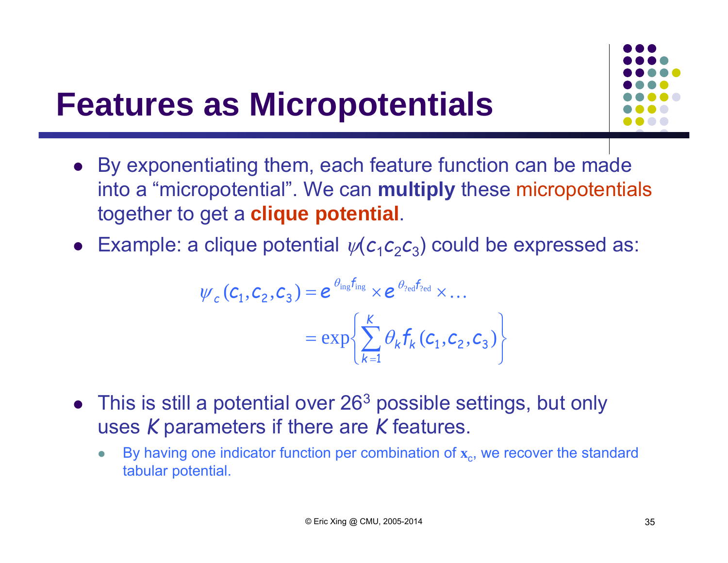# Features as Micropotentials

- By exponentiating them, each feature function can be made into a "micropotential". We can **multiply** these micropotentials together to get a **clique potential**.
- Example: a clique potential $\psi(c_1 c_2 c_3)$ could be expressed as:

$$\psi_c(c_1, c_2, c_3) = e^{\theta_{\text{ing}} f_{\text{ing}}} \times e^{\theta_{\text{?ed}} f_{\text{?ed}}} \times \ldots$$
$$= \exp\left\{ \sum_{k=1}^{K} \theta_k f_k(c_1, c_2, c_3) \right\}$$

- This is still a potential over $26^3$ possible settings, but only uses $K$ parameters if there are $K$ features.
  - By having one indicator function per combination of $\mathbf{x}_c$, we recover the standard tabular potential.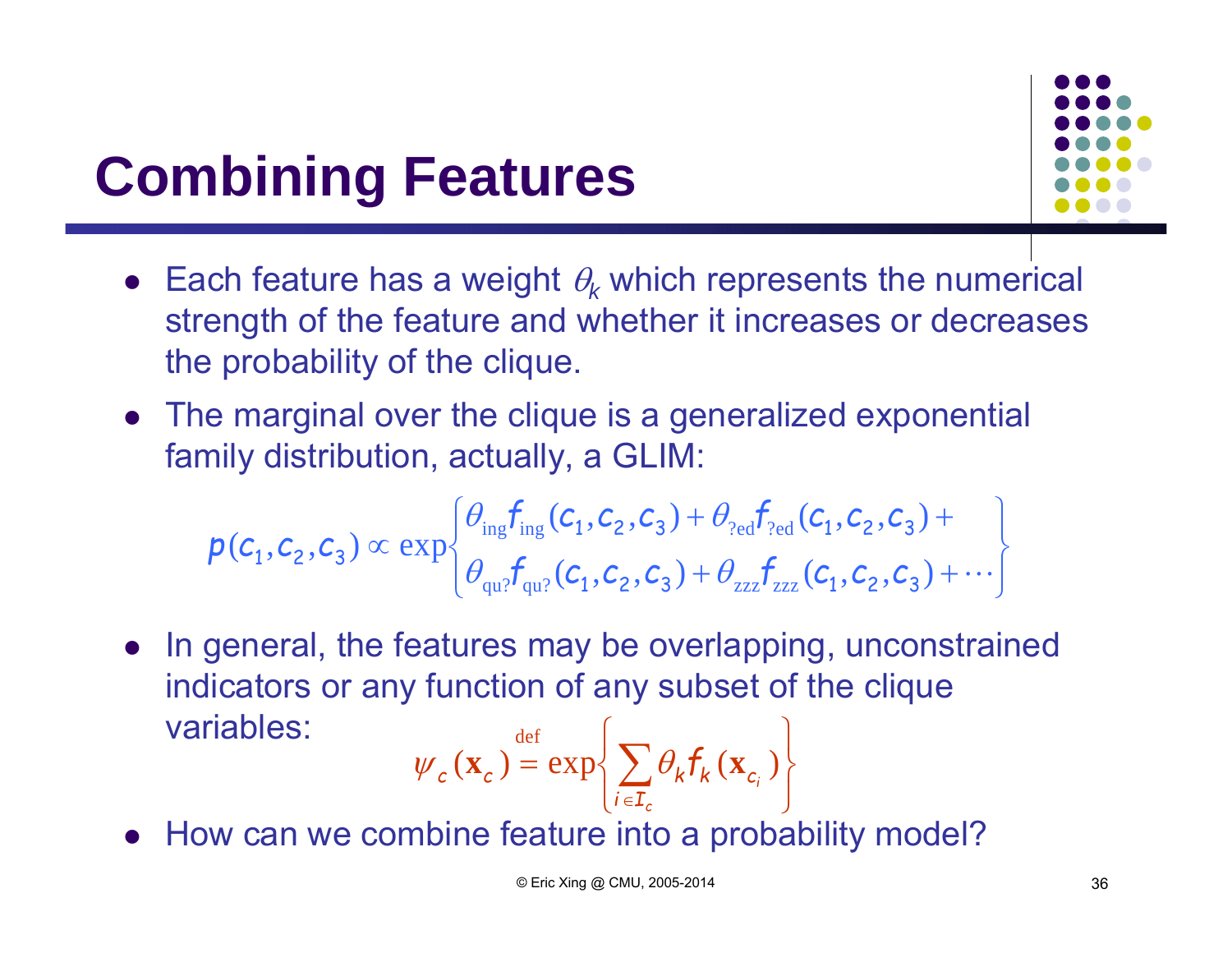# Combining Features

- Each feature has a weight $\theta_k$ which represents the numerical strength of the feature and whether it increases or decreases the probability of the clique.
- The marginal over the clique is a generalized exponential family distribution, actually, a GLIM:

$$p(c_1, c_2, c_3) \propto \exp\left\{ \begin{array}{l} \theta_{\text{ing}} f_{\text{ing}}(c_1, c_2, c_3) + \theta_{\text{?ed}} f_{\text{?ed}}(c_1, c_2, c_3) + \\ \theta_{\text{qu?}} f_{\text{qu?}}(c_1, c_2, c_3) + \theta_{\text{zzz}} f_{\text{zzz}}(c_1, c_2, c_3) + \cdots \end{array} \right\}$$

- In general, the features may be overlapping, unconstrained indicators or any function of any subset of the clique variables:

$$\psi_c(\mathbf{x}_c) \stackrel{\text{def}}{=} \exp\left\{ \sum_{i \in I_c} \theta_k f_k(\mathbf{x}_{c_i}) \right\}$$

- How can we combine feature into a probability model?

© Eric Xing @ CMU, 2005-2014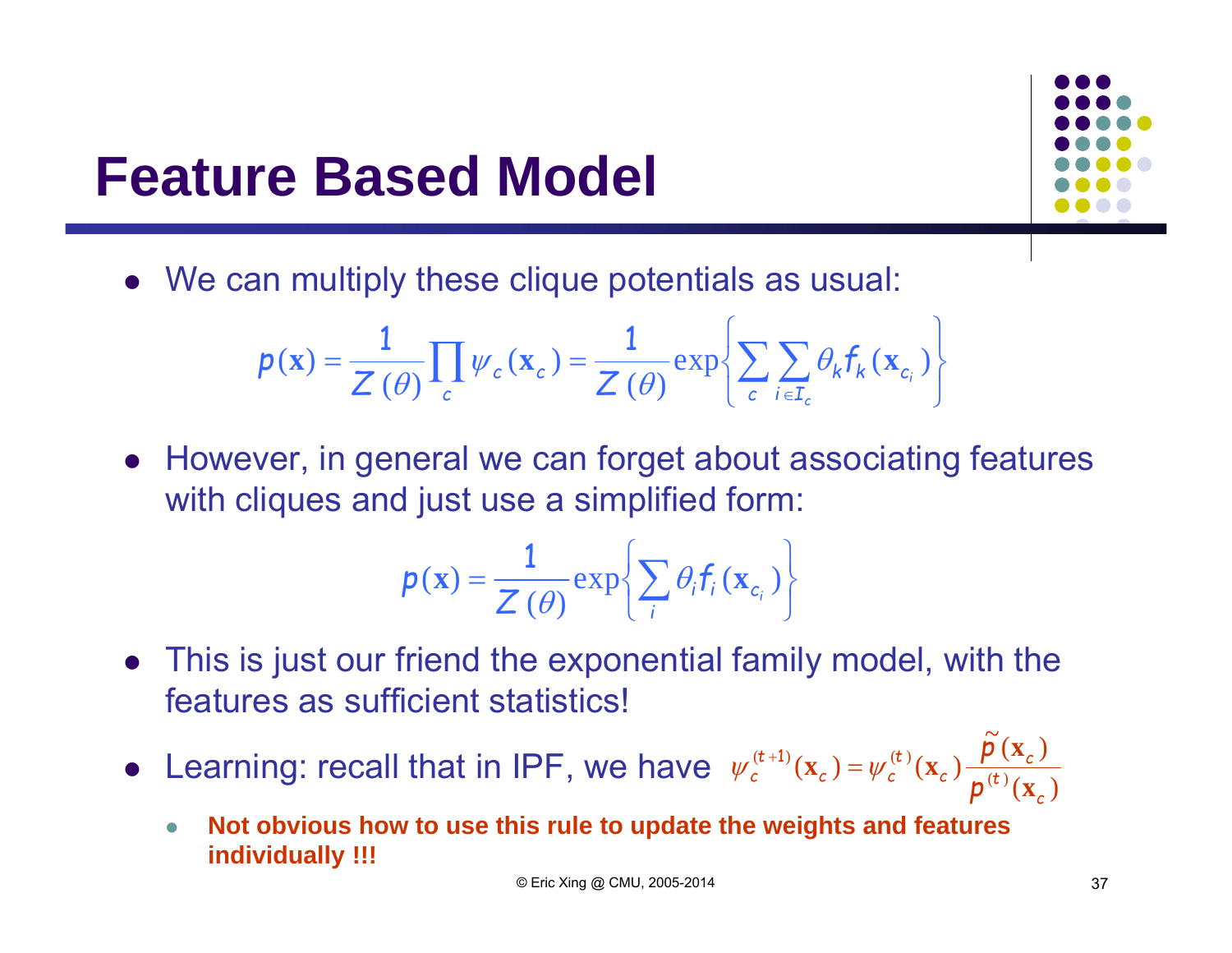# Feature Based Model

- We can multiply these clique potentials as usual:

$$p(\mathbf{x}) = \frac{1}{Z(\theta)} \prod_c \psi_c(\mathbf{x}_c) = \frac{1}{Z(\theta)} \exp\left\{ \sum_c \sum_{i \in I_c} \theta_k f_k(\mathbf{x}_{c_i}) \right\}$$

- However, in general we can forget about associating features with cliques and just use a simplified form:

$$p(\mathbf{x}) = \frac{1}{Z(\theta)} \exp\left\{ \sum_i \theta_i f_i(\mathbf{x}_{c_i}) \right\}$$

- This is just our friend the exponential family model, with the features as sufficient statistics!
- Learning: recall that in IPF, we have $\psi_c^{(t+1)}(\mathbf{x}_c) = \psi_c^{(t)}(\mathbf{x}_c) \frac{\tilde{p}(\mathbf{x}_c)}{p^{(t)}(\mathbf{x}_c)}$
  - **Not obvious how to use this rule to update the weights and features individually !!!**

© Eric Xing @ CMU, 2005-2014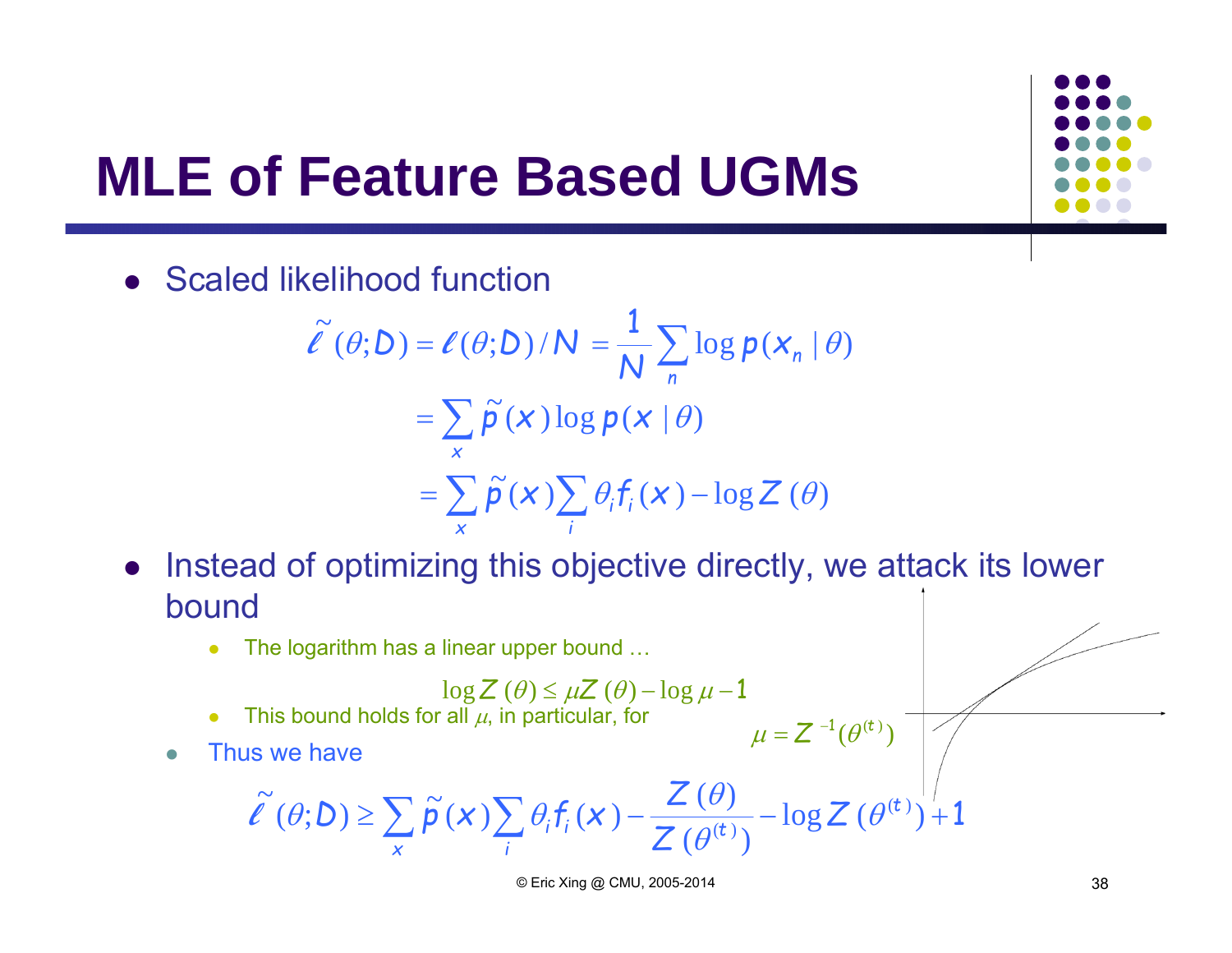# MLE of Feature Based UGMs

- Scaled likelihood function

$$\tilde{\ell}(\theta; D) = \ell(\theta; D)/N = \frac{1}{N}\sum_n \log p(x_n \mid \theta)$$

$$= \sum_x \tilde{p}(x) \log p(x \mid \theta)$$

$$= \sum_x \tilde{p}(x) \sum_i \theta_i f_i(x) - \log Z(\theta)$$

- Instead of optimizing this objective directly, we attack its lower bound
  - The logarithm has a linear upper bound …

$$\log Z(\theta) \le \mu Z(\theta) - \log \mu - 1$$

  - This bound holds for all $\mu$, in particular, for

$$\mu = Z^{-1}(\theta^{(t)})$$

- Thus we have

$$\tilde{\ell}(\theta; D) \ge \sum_x \tilde{p}(x) \sum_i \theta_i f_i(x) - \frac{Z(\theta)}{Z(\theta^{(t)})} - \log Z(\theta^{(t)}) + 1$$

© Eric Xing @ CMU, 2005-2014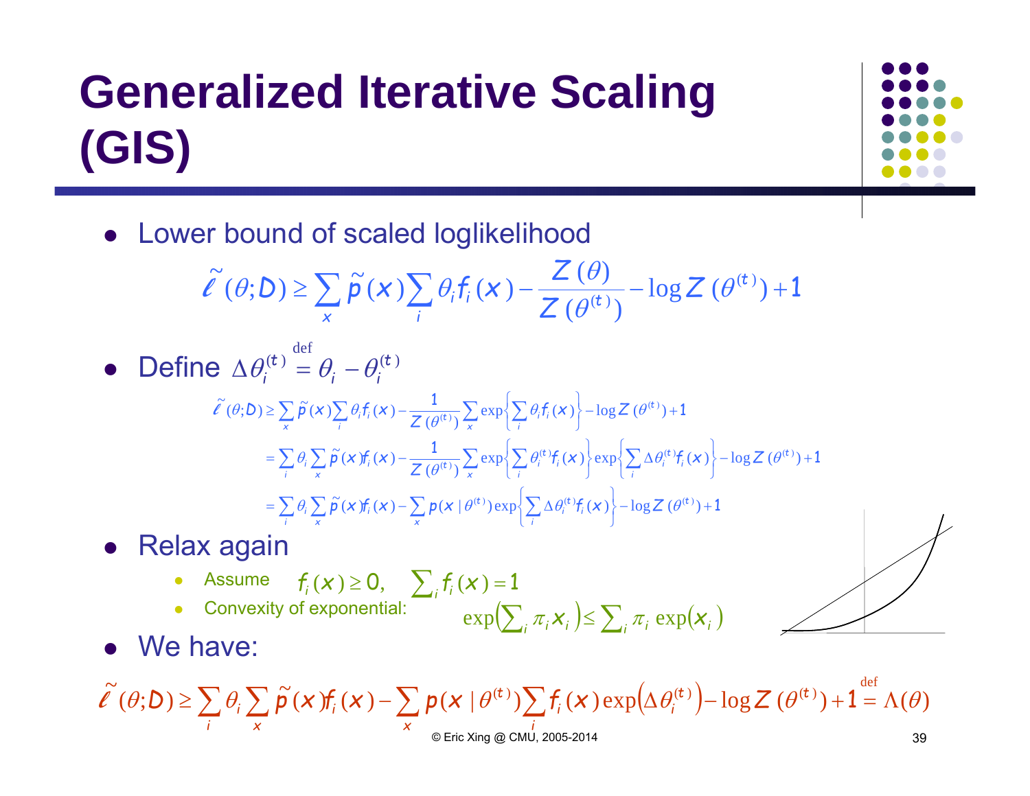# Generalized Iterative Scaling (GIS)

- Lower bound of scaled loglikelihood

$$\tilde{\ell}(\theta;D) \geq \sum_x \tilde{p}(x) \sum_i \theta_i f_i(x) - \frac{Z(\theta)}{Z(\theta^{(t)})} - \log Z(\theta^{(t)}) + 1$$

- Define $\Delta\theta_i^{(t)} \stackrel{\text{def}}{=} \theta_i - \theta_i^{(t)}$

$$\begin{aligned}
\tilde{\ell}(\theta;D) &\geq \sum_x \tilde{p}(x) \sum_i \theta_i f_i(x) - \frac{1}{Z(\theta^{(t)})} \sum_x \exp\left\{\sum_i \theta_i f_i(x)\right\} - \log Z(\theta^{(t)}) + 1 \\
&= \sum_i \theta_i \sum_x \tilde{p}(x) f_i(x) - \frac{1}{Z(\theta^{(t)})} \sum_x \exp\left\{\sum_i \theta_i^{(t)} f_i(x)\right\} \exp\left\{\sum_i \Delta\theta_i^{(t)} f_i(x)\right\} - \log Z(\theta^{(t)}) + 1 \\
&= \sum_i \theta_i \sum_x \tilde{p}(x) f_i(x) - \sum_x p(x \mid \theta^{(t)}) \exp\left\{\sum_i \Delta\theta_i^{(t)} f_i(x)\right\} - \log Z(\theta^{(t)}) + 1
\end{aligned}$$

- Relax again
  - Assume $f_i(x) \geq 0, \quad \sum_i f_i(x) = 1$
  - Convexity of exponential: $\exp\left(\sum_i \pi_i x_i\right) \leq \sum_i \pi_i \exp(x_i)$

- We have:

$$\tilde{\ell}(\theta;D) \geq \sum_i \theta_i \sum_x \tilde{p}(x) f_i(x) - \sum_x p(x \mid \theta^{(t)}) \sum_i f_i(x) \exp\left(\Delta\theta_i^{(t)}\right) - \log Z(\theta^{(t)}) + 1 \stackrel{\text{def}}{=} \Lambda(\theta)$$

© Eric Xing @ CMU, 2005-2014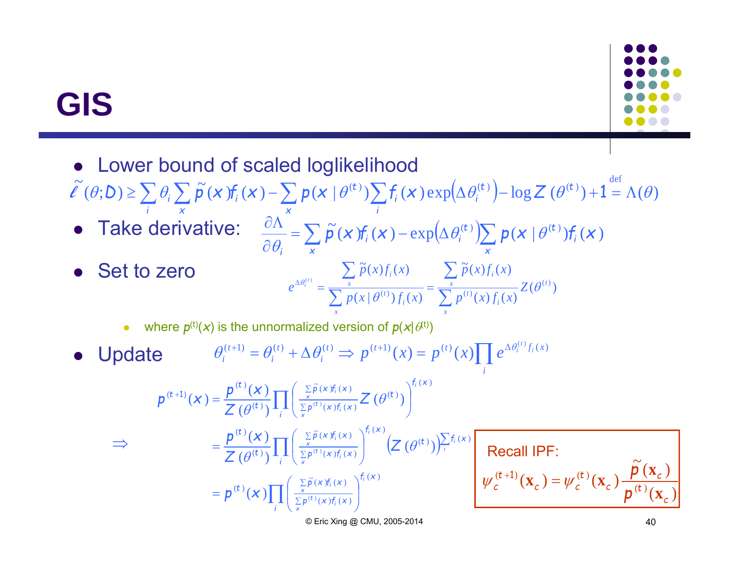# GIS

- Lower bound of scaled loglikelihood

$$\tilde{\ell}(\theta;D) \geq \sum_i \theta_i \sum_x \tilde{p}(x) f_i(x) - \sum_x p(x \mid \theta^{(t)}) \sum_i f_i(x) \exp\left(\Delta\theta_i^{(t)}\right) - \log Z(\theta^{(t)}) + 1 \stackrel{\text{def}}{=} \Lambda(\theta)$$

- Take derivative: $\frac{\partial \Lambda}{\partial \theta_i} = \sum_x \tilde{p}(x) f_i(x) - \exp\left(\Delta\theta_i^{(t)}\right) \sum_x p(x \mid \theta^{(t)}) f_i(x)$

- Set to zero

$$e^{\Delta\theta_i^{(t)}} = \frac{\sum_x \tilde{p}(x) f_i(x)}{\sum_x p(x \mid \theta^{(t)}) f_i(x)} = \frac{\sum_x \tilde{p}(x) f_i(x)}{\sum_x p^{(t)}(x) f_i(x)} Z(\theta^{(t)})$$

  - where $p^{(t)}(x)$ is the unnormalized version of $p(x|\theta^{(t)})$

- Update $\theta_i^{(t+1)} = \theta_i^{(t)} + \Delta\theta_i^{(t)} \Rightarrow p^{(t+1)}(x) = p^{(t)}(x) \prod_i e^{\Delta\theta_i^{(t)} f_i(x)}$

$$p^{(t+1)}(x) = \frac{p^{(t)}(x)}{Z(\theta^{(t)})} \prod_i \left( \frac{\sum_x \tilde{p}(x) f_i(x)}{\sum_x p^{(t)}(x) f_i(x)} Z(\theta^{(t)}) \right)^{f_i(x)}$$

$$\Rightarrow \quad = \frac{p^{(t)}(x)}{Z(\theta^{(t)})} \prod_i \left( \frac{\sum_x \tilde{p}(x) f_i(x)}{\sum_x p^{(t)}(x) f_i(x)} \right)^{f_i(x)} \left( Z(\theta^{(t)}) \right)^{\sum_i f_i(x)}$$

$$= p^{(t)}(x) \prod_i \left( \frac{\sum_x \tilde{p}(x) f_i(x)}{\sum_x p^{(t)}(x) f_i(x)} \right)^{f_i(x)}$$

Recall IPF:

$$\psi_c^{(t+1)}(\mathbf{x}_c) = \psi_c^{(t)}(\mathbf{x}_c) \frac{\tilde{p}(\mathbf{x}_c)}{p^{(t)}(\mathbf{x}_c)}$$

© Eric Xing @ CMU, 2005-2014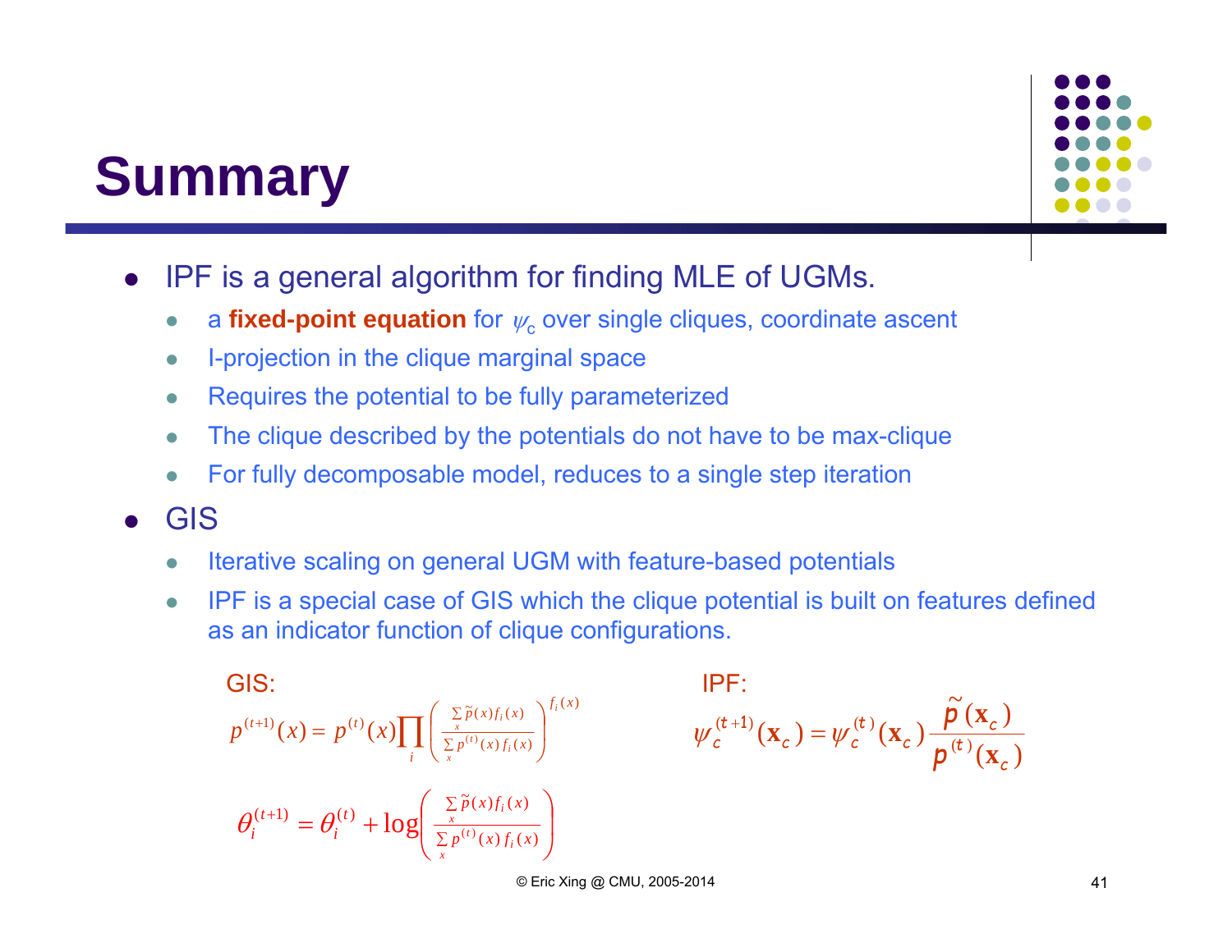# Summary

- IPF is a general algorithm for finding MLE of UGMs.
  - a **fixed-point equation** for $\psi_c$ over single cliques, coordinate ascent
  - I-projection in the clique marginal space
  - Requires the potential to be fully parameterized
  - The clique described by the potentials do not have to be max-clique
  - For fully decomposable model, reduces to a single step iteration
- GIS
  - Iterative scaling on general UGM with feature-based potentials
  - IPF is a special case of GIS which the clique potential is built on features defined as an indicator function of clique configurations.

GIS:

$$p^{(t+1)}(x) = p^{(t)}(x) \prod_i \left( \frac{\sum_x \tilde{p}(x) f_i(x)}{\sum_x p^{(t)}(x) f_i(x)} \right)^{f_i(x)}$$

$$\theta_i^{(t+1)} = \theta_i^{(t)} + \log \left( \frac{\sum_x \tilde{p}(x) f_i(x)}{\sum_x p^{(t)}(x) f_i(x)} \right)$$

IPF:

$$\psi_c^{(t+1)}(\mathbf{x}_c) = \psi_c^{(t)}(\mathbf{x}_c) \frac{\tilde{p}(\mathbf{x}_c)}{p^{(t)}(\mathbf{x}_c)}$$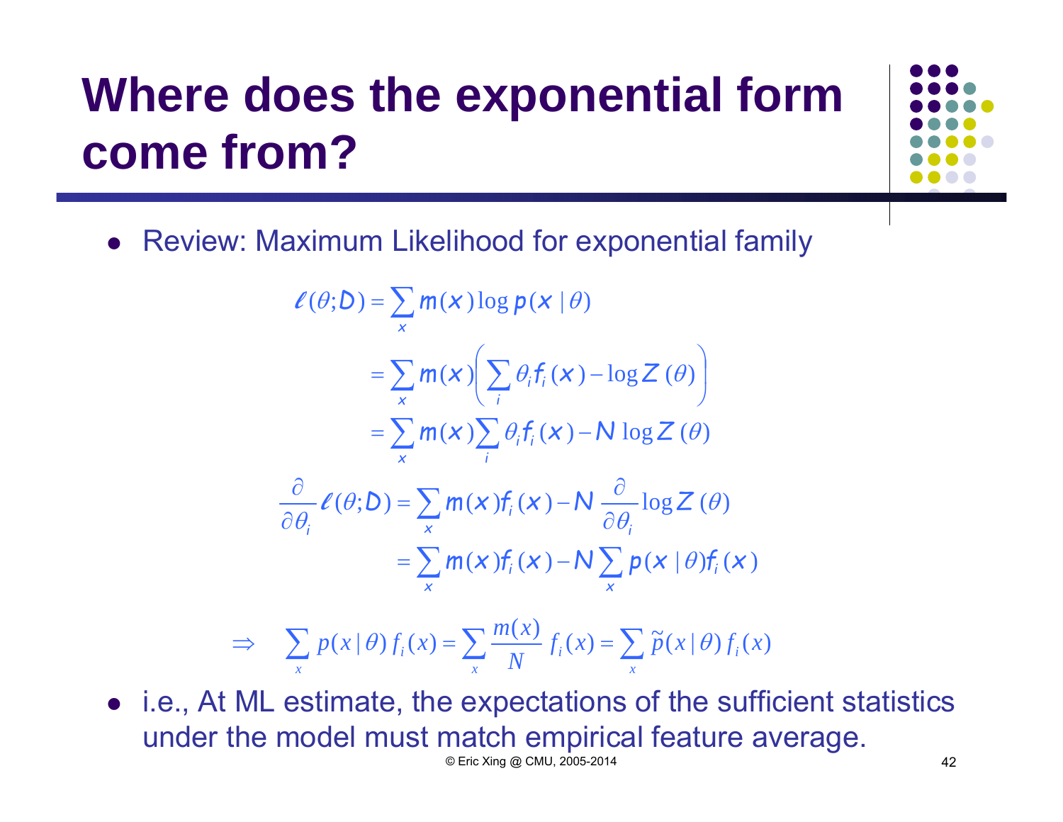# Where does the exponential form come from?

- Review: Maximum Likelihood for exponential family

$$
\begin{aligned}
\ell(\theta; D) &= \sum_x m(x) \log p(x \mid \theta) \\
&= \sum_x m(x) \left( \sum_i \theta_i f_i(x) - \log Z(\theta) \right) \\
&= \sum_x m(x) \sum_i \theta_i f_i(x) - N \log Z(\theta)
\end{aligned}
$$

$$
\begin{aligned}
\frac{\partial}{\partial \theta_i} \ell(\theta; D) &= \sum_x m(x) f_i(x) - N \frac{\partial}{\partial \theta_i} \log Z(\theta) \\
&= \sum_x m(x) f_i(x) - N \sum_x p(x \mid \theta) f_i(x)
\end{aligned}
$$

$$
\Rightarrow \quad \sum_x p(x \mid \theta) f_i(x) = \sum_x \frac{m(x)}{N} f_i(x) = \sum_x \tilde{p}(x \mid \theta) f_i(x)
$$

- i.e., At ML estimate, the expectations of the sufficient statistics under the model must match empirical feature average.

© Eric Xing @ CMU, 2005-2014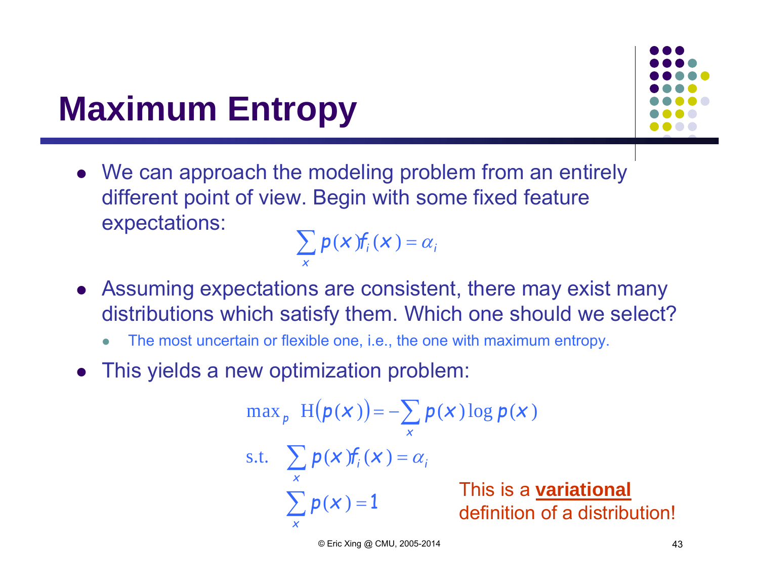# Maximum Entropy

- We can approach the modeling problem from an entirely different point of view. Begin with some fixed feature expectations:

$$\sum_x p(x) f_i(x) = \alpha_i$$

- Assuming expectations are consistent, there may exist many distributions which satisfy them. Which one should we select?
  - The most uncertain or flexible one, i.e., the one with maximum entropy.
- This yields a new optimization problem:

$$\max_p \ \mathrm{H}(p(x)) = -\sum_x p(x) \log p(x)$$

$$\text{s.t.} \quad \sum_x p(x) f_i(x) = \alpha_i$$

$$\sum_x p(x) = 1$$

This is a **variational** definition of a distribution!

© Eric Xing @ CMU, 2005-2014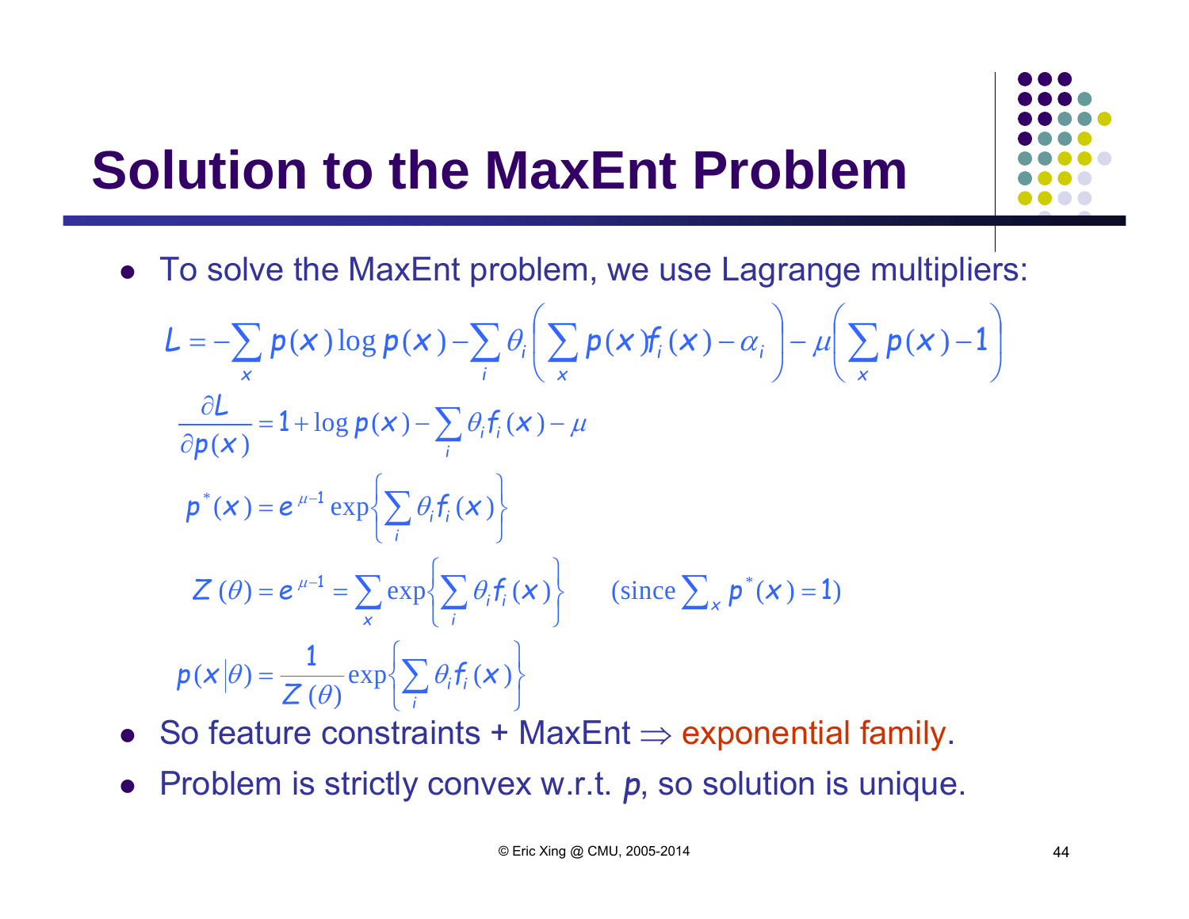# Solution to the MaxEnt Problem

- To solve the MaxEnt problem, we use Lagrange multipliers:

$$L = -\sum_x p(x) \log p(x) - \sum_i \theta_i \left( \sum_x p(x) f_i(x) - \alpha_i \right) - \mu \left( \sum_x p(x) - 1 \right)$$

$$\frac{\partial L}{\partial p(x)} = 1 + \log p(x) - \sum_i \theta_i f_i(x) - \mu$$

$$p^*(x) = e^{\mu - 1} \exp\left\{ \sum_i \theta_i f_i(x) \right\}$$

$$Z(\theta) = e^{\mu - 1} = \sum_x \exp\left\{ \sum_i \theta_i f_i(x) \right\} \qquad (\text{since } \textstyle\sum_x p^*(x) = 1)$$

$$p(x|\theta) = \frac{1}{Z(\theta)} \exp\left\{ \sum_i \theta_i f_i(x) \right\}$$

- So feature constraints + MaxEnt $\Rightarrow$ exponential family.
- Problem is strictly convex w.r.t. $p$, so solution is unique.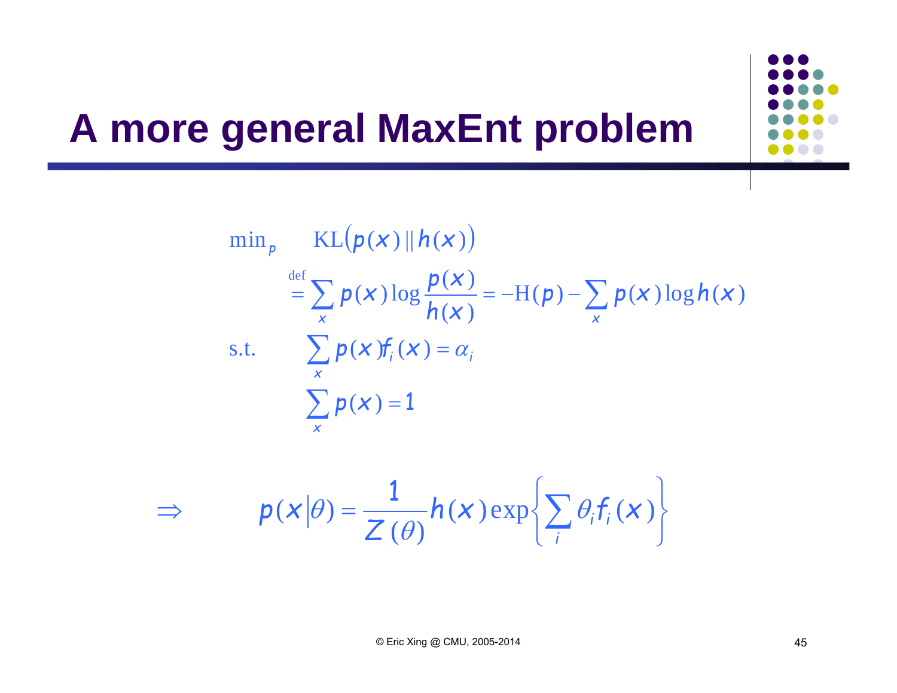# A more general MaxEnt problem

$$
\begin{aligned}
\min_p \quad & \mathrm{KL}\big(p(x)\,\|\,h(x)\big) \\
& \stackrel{\text{def}}{=} \sum_x p(x) \log \frac{p(x)}{h(x)} = -\mathrm{H}(p) - \sum_x p(x) \log h(x) \\
\text{s.t.} \quad & \sum_x p(x) f_i(x) = \alpha_i \\
& \sum_x p(x) = 1
\end{aligned}
$$

$$
\Rightarrow \qquad p(x|\theta) = \frac{1}{Z(\theta)} h(x) \exp\left\{ \sum_i \theta_i f_i(x) \right\}
$$

© Eric Xing @ CMU, 2005-2014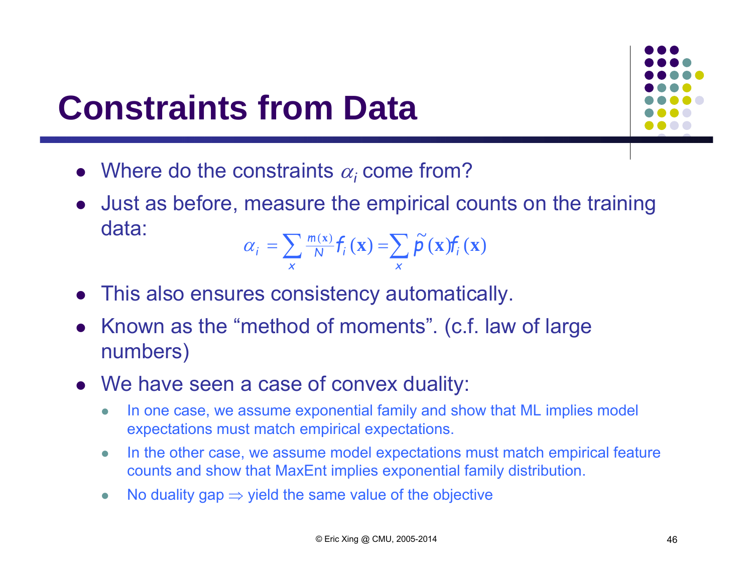# Constraints from Data

- Where do the constraints $\alpha_i$ come from?
- Just as before, measure the empirical counts on the training data:

$$\alpha_i = \sum_x \frac{m(\mathbf{x})}{N} f_i(\mathbf{x}) = \sum_x \tilde{p}(\mathbf{x}) f_i(\mathbf{x})$$

- This also ensures consistency automatically.
- Known as the "method of moments". (c.f. law of large numbers)
- We have seen a case of convex duality:
  - In one case, we assume exponential family and show that ML implies model expectations must match empirical expectations.
  - In the other case, we assume model expectations must match empirical feature counts and show that MaxEnt implies exponential family distribution.
  - No duality gap $\Rightarrow$ yield the same value of the objective

© Eric Xing @ CMU, 2005-2014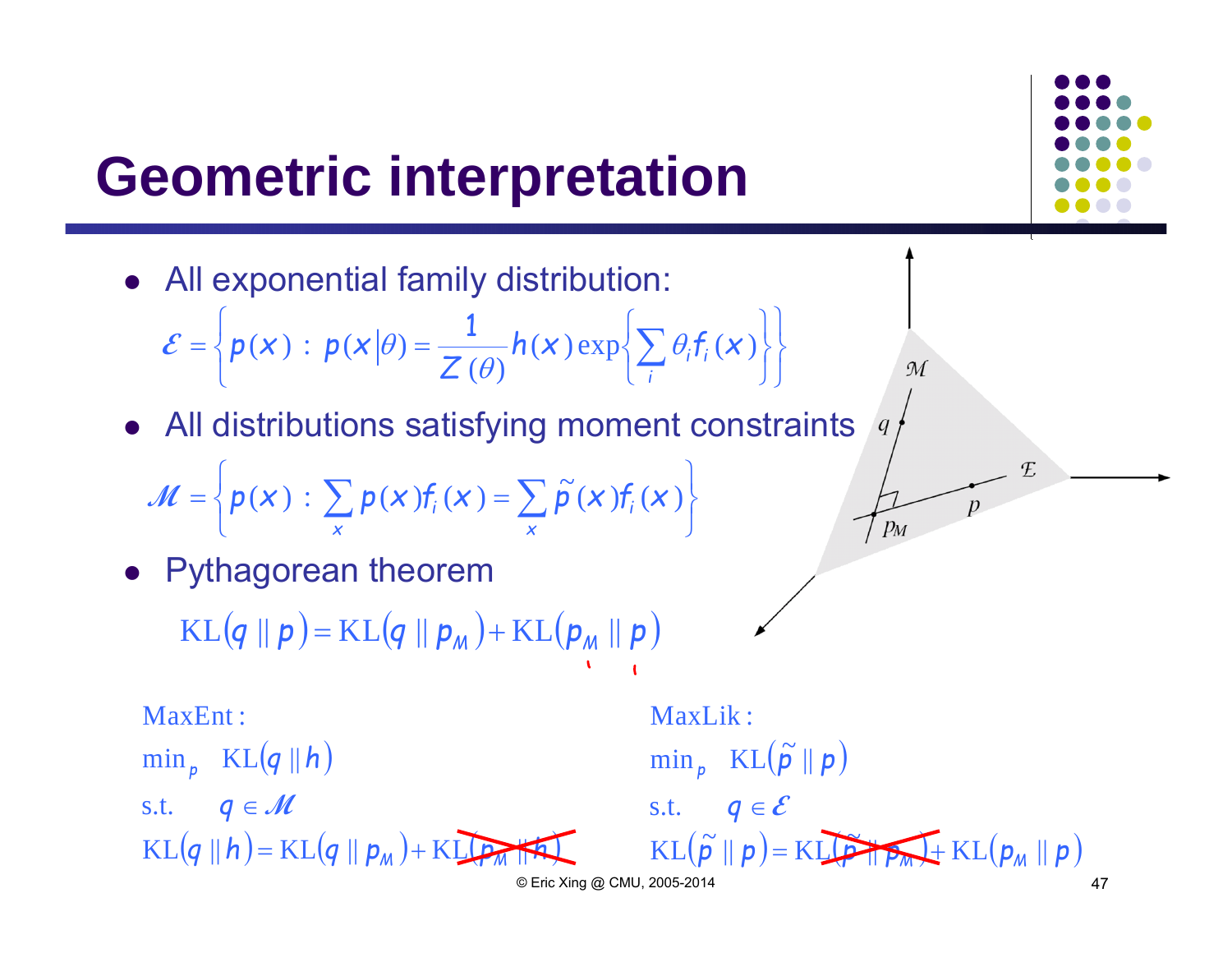# Geometric interpretation

- All exponential family distribution:

$$\mathcal{E} = \left\{ p(x) : p(x|\theta) = \frac{1}{Z(\theta)} h(x) \exp\left\{ \sum_i \theta_i f_i(x) \right\} \right\}$$

- All distributions satisfying moment constraints

$$\mathcal{M} = \left\{ p(x) : \sum_x p(x) f_i(x) = \sum_x \tilde{p}(x) f_i(x) \right\}$$

- Pythagorean theorem

$$\mathrm{KL}(q \,\|\, p) = \mathrm{KL}(q \,\|\, p_M) + \mathrm{KL}(p_M \,\|\, p)$$

MaxEnt:

$$\min_p \quad \mathrm{KL}(q \,\|\, h)$$

$$\text{s.t.} \quad q \in \mathcal{M}$$

$$\mathrm{KL}(q \,\|\, h) = \mathrm{KL}(q \,\|\, p_M) + \cancel{\mathrm{KL}(p_M \,\|\, h)}$$

MaxLik:

$$\min_p \quad \mathrm{KL}(\tilde{p} \,\|\, p)$$

$$\text{s.t.} \quad q \in \mathcal{E}$$

$$\mathrm{KL}(\tilde{p} \,\|\, p) = \cancel{\mathrm{KL}(\tilde{p} \,\|\, p_M)} + \mathrm{KL}(p_M \,\|\, p)$$

© Eric Xing @ CMU, 2005-2014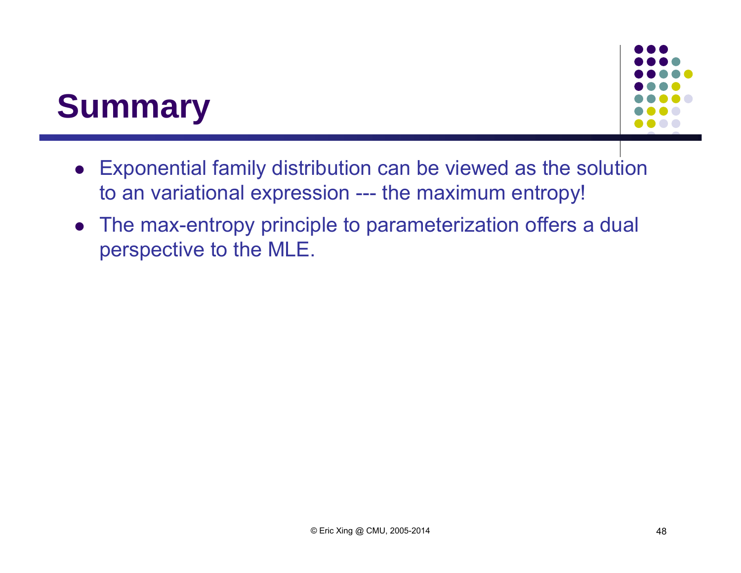# Summary

- Exponential family distribution can be viewed as the solution to an variational expression --- the maximum entropy!
- The max-entropy principle to parameterization offers a dual perspective to the MLE.

© Eric Xing @ CMU, 2005-2014